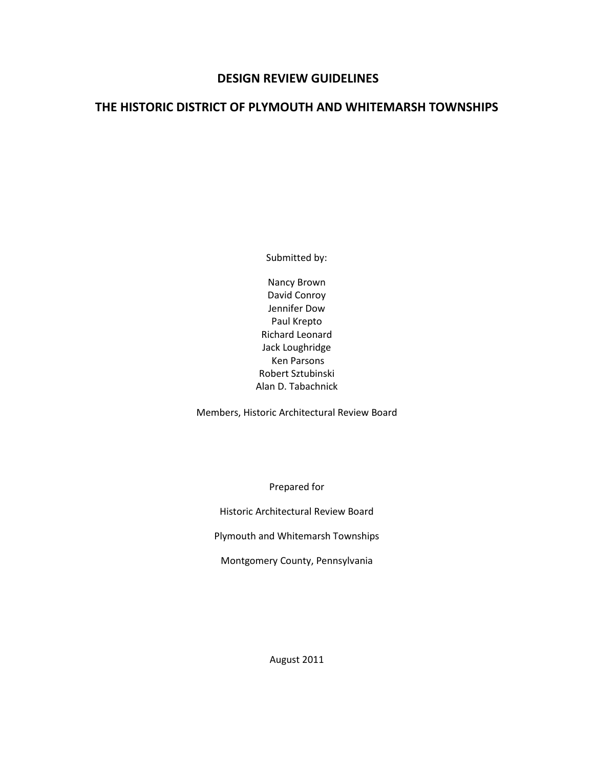# DESIGN REVIEW GUIDELINES

# THE HISTORIC DISTRICT OF PLYMOUTH AND WHITEMARSH TOWNSHIPS

Submitted by:

Nancy Brown
David Conroy
Jennifer Dow
Paul Krepto
Richard Leonard
Jack Loughridge
Ken Parsons
Robert Sztubinski
Alan D. Tabachnick

Members, Historic Architectural Review Board

Prepared for

Historic Architectural Review Board

Plymouth and Whitemarsh Townships

Montgomery County, Pennsylvania

August 2011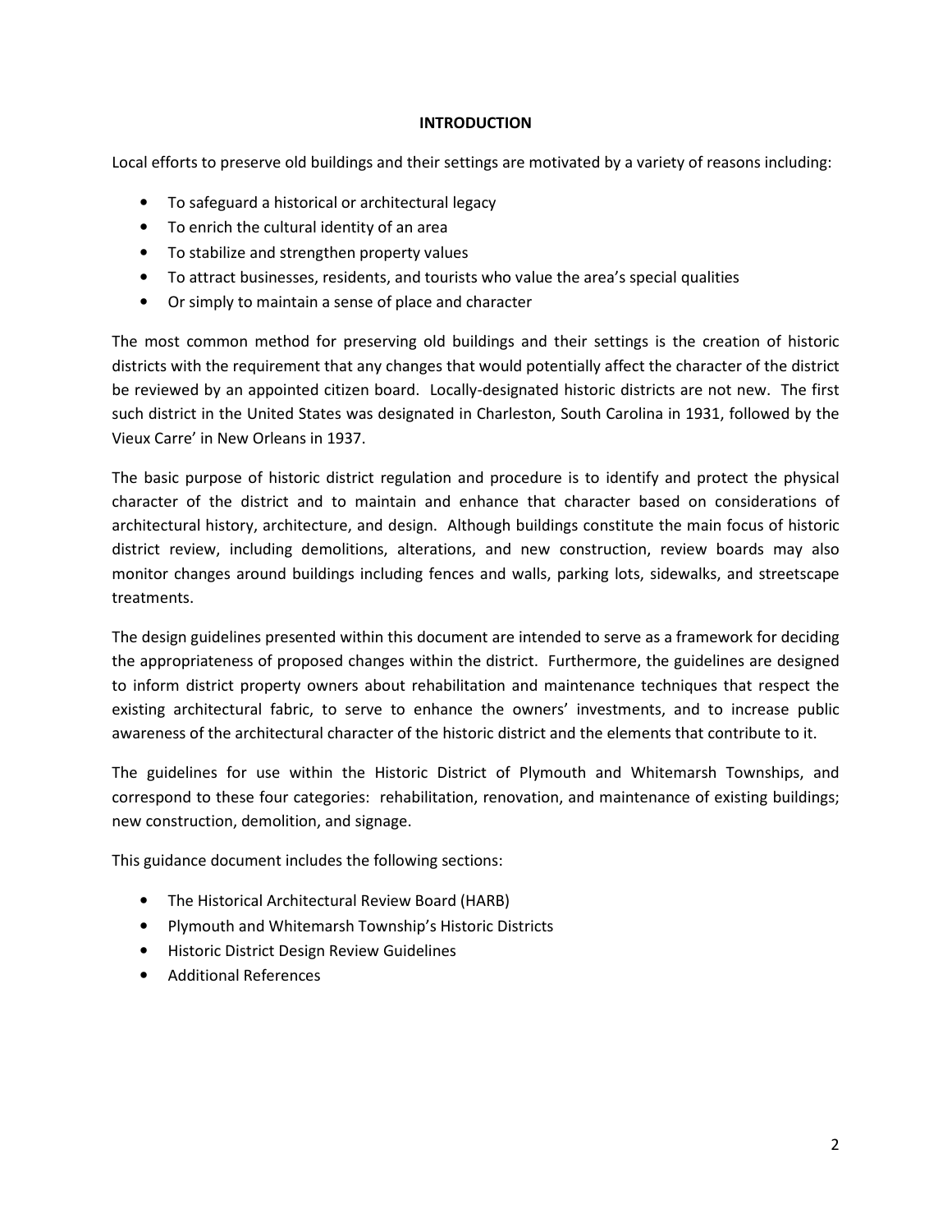# INTRODUCTION

Local efforts to preserve old buildings and their settings are motivated by a variety of reasons including:

- To safeguard a historical or architectural legacy
- To enrich the cultural identity of an area
- To stabilize and strengthen property values
- To attract businesses, residents, and tourists who value the area's special qualities
- Or simply to maintain a sense of place and character

The most common method for preserving old buildings and their settings is the creation of historic districts with the requirement that any changes that would potentially affect the character of the district be reviewed by an appointed citizen board. Locally-designated historic districts are not new. The first such district in the United States was designated in Charleston, South Carolina in 1931, followed by the Vieux Carre' in New Orleans in 1937.

The basic purpose of historic district regulation and procedure is to identify and protect the physical character of the district and to maintain and enhance that character based on considerations of architectural history, architecture, and design. Although buildings constitute the main focus of historic district review, including demolitions, alterations, and new construction, review boards may also monitor changes around buildings including fences and walls, parking lots, sidewalks, and streetscape treatments.

The design guidelines presented within this document are intended to serve as a framework for deciding the appropriateness of proposed changes within the district. Furthermore, the guidelines are designed to inform district property owners about rehabilitation and maintenance techniques that respect the existing architectural fabric, to serve to enhance the owners' investments, and to increase public awareness of the architectural character of the historic district and the elements that contribute to it.

The guidelines for use within the Historic District of Plymouth and Whitemarsh Townships, and correspond to these four categories: rehabilitation, renovation, and maintenance of existing buildings; new construction, demolition, and signage.

This guidance document includes the following sections:

- The Historical Architectural Review Board (HARB)
- Plymouth and Whitemarsh Township's Historic Districts
- Historic District Design Review Guidelines
- Additional References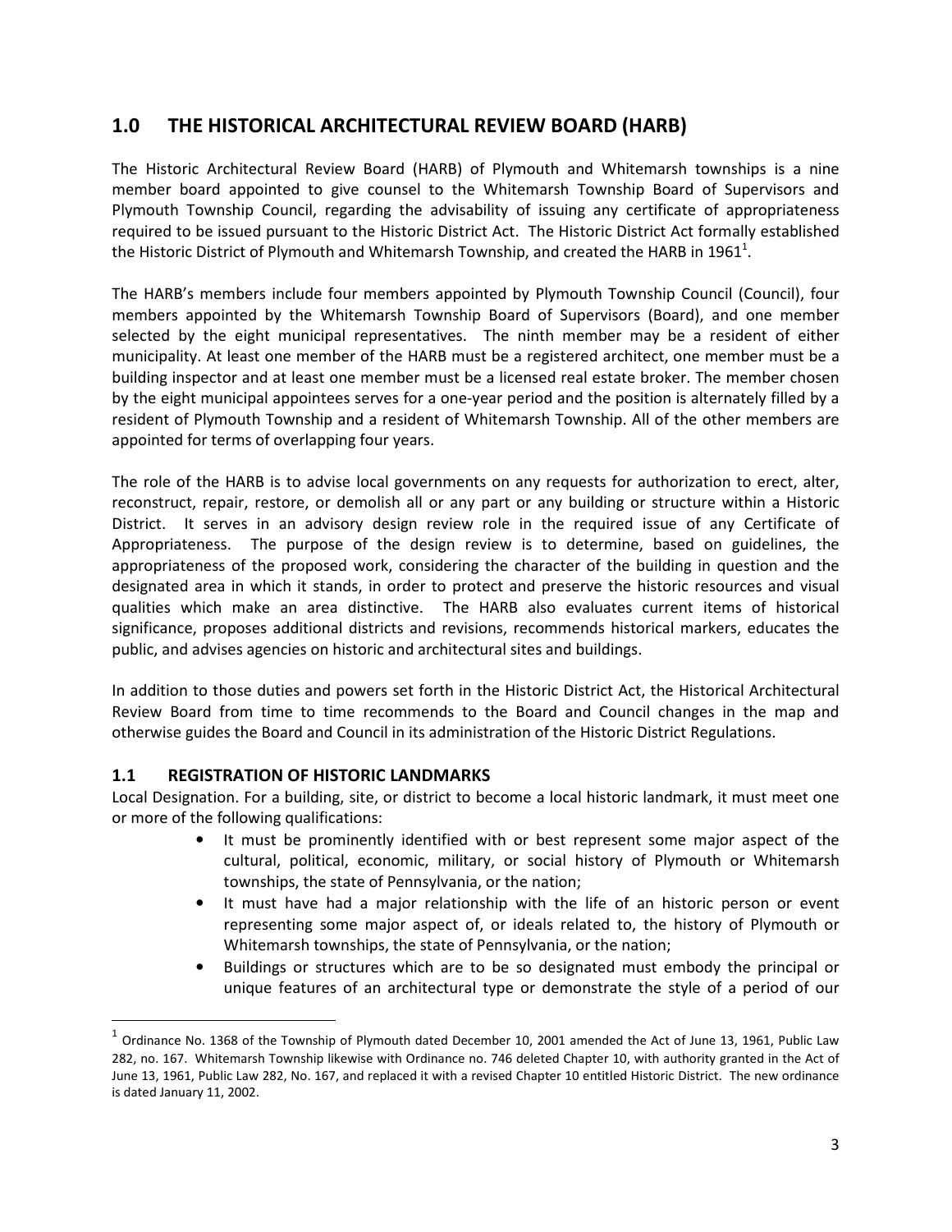## 1.0 THE HISTORICAL ARCHITECTURAL REVIEW BOARD (HARB)

The Historic Architectural Review Board (HARB) of Plymouth and Whitemarsh townships is a nine member board appointed to give counsel to the Whitemarsh Township Board of Supervisors and Plymouth Township Council, regarding the advisability of issuing any certificate of appropriateness required to be issued pursuant to the Historic District Act. The Historic District Act formally established the Historic District of Plymouth and Whitemarsh Township, and created the HARB in 1961[1].

The HARB's members include four members appointed by Plymouth Township Council (Council), four members appointed by the Whitemarsh Township Board of Supervisors (Board), and one member selected by the eight municipal representatives. The ninth member may be a resident of either municipality. At least one member of the HARB must be a registered architect, one member must be a building inspector and at least one member must be a licensed real estate broker. The member chosen by the eight municipal appointees serves for a one-year period and the position is alternately filled by a resident of Plymouth Township and a resident of Whitemarsh Township. All of the other members are appointed for terms of overlapping four years.

The role of the HARB is to advise local governments on any requests for authorization to erect, alter, reconstruct, repair, restore, or demolish all or any part or any building or structure within a Historic District. It serves in an advisory design review role in the required issue of any Certificate of Appropriateness. The purpose of the design review is to determine, based on guidelines, the appropriateness of the proposed work, considering the character of the building in question and the designated area in which it stands, in order to protect and preserve the historic resources and visual qualities which make an area distinctive. The HARB also evaluates current items of historical significance, proposes additional districts and revisions, recommends historical markers, educates the public, and advises agencies on historic and architectural sites and buildings.

In addition to those duties and powers set forth in the Historic District Act, the Historical Architectural Review Board from time to time recommends to the Board and Council changes in the map and otherwise guides the Board and Council in its administration of the Historic District Regulations.

### 1.1 REGISTRATION OF HISTORIC LANDMARKS

Local Designation. For a building, site, or district to become a local historic landmark, it must meet one or more of the following qualifications:

- It must be prominently identified with or best represent some major aspect of the cultural, political, economic, military, or social history of Plymouth or Whitemarsh townships, the state of Pennsylvania, or the nation;
- It must have had a major relationship with the life of an historic person or event representing some major aspect of, or ideals related to, the history of Plymouth or Whitemarsh townships, the state of Pennsylvania, or the nation;
- Buildings or structures which are to be so designated must embody the principal or unique features of an architectural type or demonstrate the style of a period of our

[1] Ordinance No. 1368 of the Township of Plymouth dated December 10, 2001 amended the Act of June 13, 1961, Public Law 282, no. 167. Whitemarsh Township likewise with Ordinance no. 746 deleted Chapter 10, with authority granted in the Act of June 13, 1961, Public Law 282, No. 167, and replaced it with a revised Chapter 10 entitled Historic District. The new ordinance is dated January 11, 2002.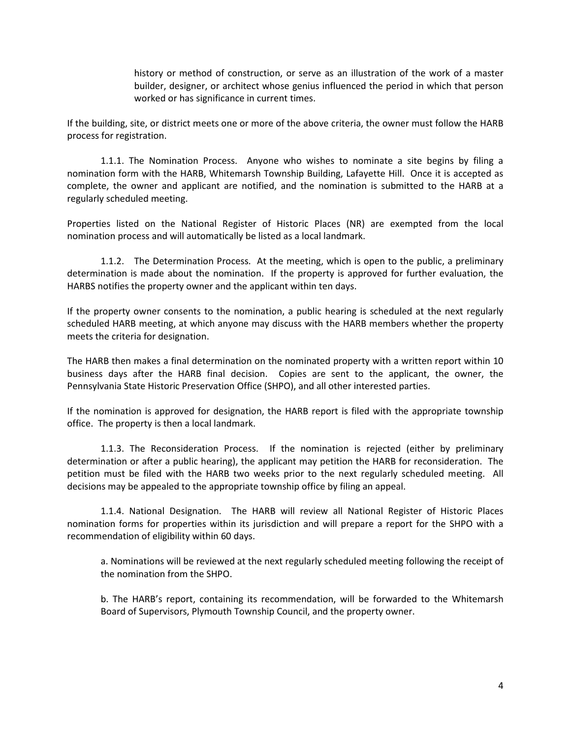history or method of construction, or serve as an illustration of the work of a master builder, designer, or architect whose genius influenced the period in which that person worked or has significance in current times.

If the building, site, or district meets one or more of the above criteria, the owner must follow the HARB process for registration.

1.1.1. The Nomination Process. Anyone who wishes to nominate a site begins by filing a nomination form with the HARB, Whitemarsh Township Building, Lafayette Hill. Once it is accepted as complete, the owner and applicant are notified, and the nomination is submitted to the HARB at a regularly scheduled meeting.

Properties listed on the National Register of Historic Places (NR) are exempted from the local nomination process and will automatically be listed as a local landmark.

1.1.2. The Determination Process. At the meeting, which is open to the public, a preliminary determination is made about the nomination. If the property is approved for further evaluation, the HARBS notifies the property owner and the applicant within ten days.

If the property owner consents to the nomination, a public hearing is scheduled at the next regularly scheduled HARB meeting, at which anyone may discuss with the HARB members whether the property meets the criteria for designation.

The HARB then makes a final determination on the nominated property with a written report within 10 business days after the HARB final decision. Copies are sent to the applicant, the owner, the Pennsylvania State Historic Preservation Office (SHPO), and all other interested parties.

If the nomination is approved for designation, the HARB report is filed with the appropriate township office. The property is then a local landmark.

1.1.3. The Reconsideration Process. If the nomination is rejected (either by preliminary determination or after a public hearing), the applicant may petition the HARB for reconsideration. The petition must be filed with the HARB two weeks prior to the next regularly scheduled meeting. All decisions may be appealed to the appropriate township office by filing an appeal.

1.1.4. National Designation. The HARB will review all National Register of Historic Places nomination forms for properties within its jurisdiction and will prepare a report for the SHPO with a recommendation of eligibility within 60 days.

a. Nominations will be reviewed at the next regularly scheduled meeting following the receipt of the nomination from the SHPO.

b. The HARB's report, containing its recommendation, will be forwarded to the Whitemarsh Board of Supervisors, Plymouth Township Council, and the property owner.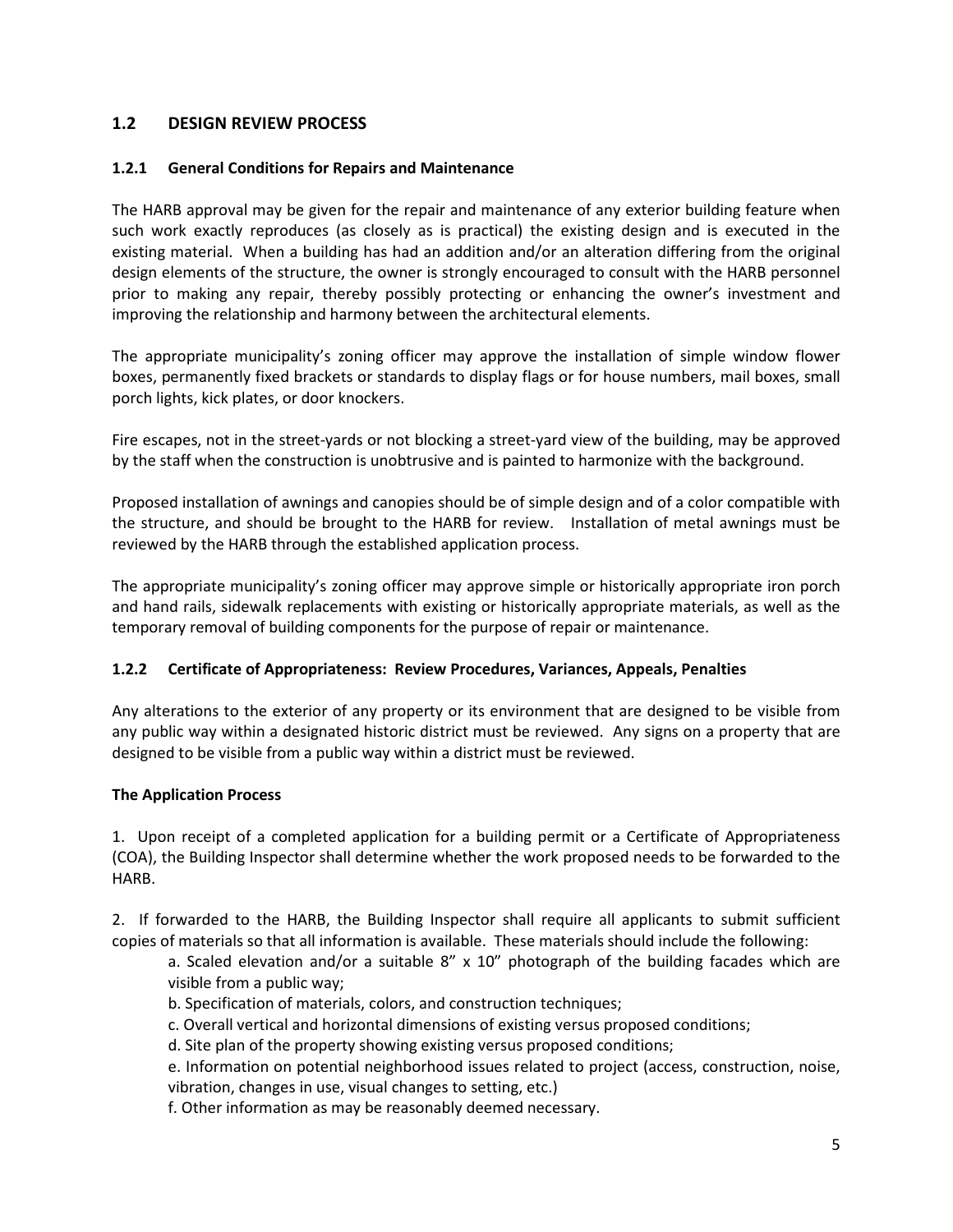## 1.2 DESIGN REVIEW PROCESS

### 1.2.1 General Conditions for Repairs and Maintenance

The HARB approval may be given for the repair and maintenance of any exterior building feature when such work exactly reproduces (as closely as is practical) the existing design and is executed in the existing material. When a building has had an addition and/or an alteration differing from the original design elements of the structure, the owner is strongly encouraged to consult with the HARB personnel prior to making any repair, thereby possibly protecting or enhancing the owner's investment and improving the relationship and harmony between the architectural elements.

The appropriate municipality's zoning officer may approve the installation of simple window flower boxes, permanently fixed brackets or standards to display flags or for house numbers, mail boxes, small porch lights, kick plates, or door knockers.

Fire escapes, not in the street-yards or not blocking a street-yard view of the building, may be approved by the staff when the construction is unobtrusive and is painted to harmonize with the background.

Proposed installation of awnings and canopies should be of simple design and of a color compatible with the structure, and should be brought to the HARB for review. Installation of metal awnings must be reviewed by the HARB through the established application process.

The appropriate municipality's zoning officer may approve simple or historically appropriate iron porch and hand rails, sidewalk replacements with existing or historically appropriate materials, as well as the temporary removal of building components for the purpose of repair or maintenance.

### 1.2.2 Certificate of Appropriateness: Review Procedures, Variances, Appeals, Penalties

Any alterations to the exterior of any property or its environment that are designed to be visible from any public way within a designated historic district must be reviewed. Any signs on a property that are designed to be visible from a public way within a district must be reviewed.

**The Application Process**

1. Upon receipt of a completed application for a building permit or a Certificate of Appropriateness (COA), the Building Inspector shall determine whether the work proposed needs to be forwarded to the HARB.

2. If forwarded to the HARB, the Building Inspector shall require all applicants to submit sufficient copies of materials so that all information is available. These materials should include the following:

   a. Scaled elevation and/or a suitable 8" x 10" photograph of the building facades which are visible from a public way;

   b. Specification of materials, colors, and construction techniques;

   c. Overall vertical and horizontal dimensions of existing versus proposed conditions;

   d. Site plan of the property showing existing versus proposed conditions;

   e. Information on potential neighborhood issues related to project (access, construction, noise, vibration, changes in use, visual changes to setting, etc.)

   f. Other information as may be reasonably deemed necessary.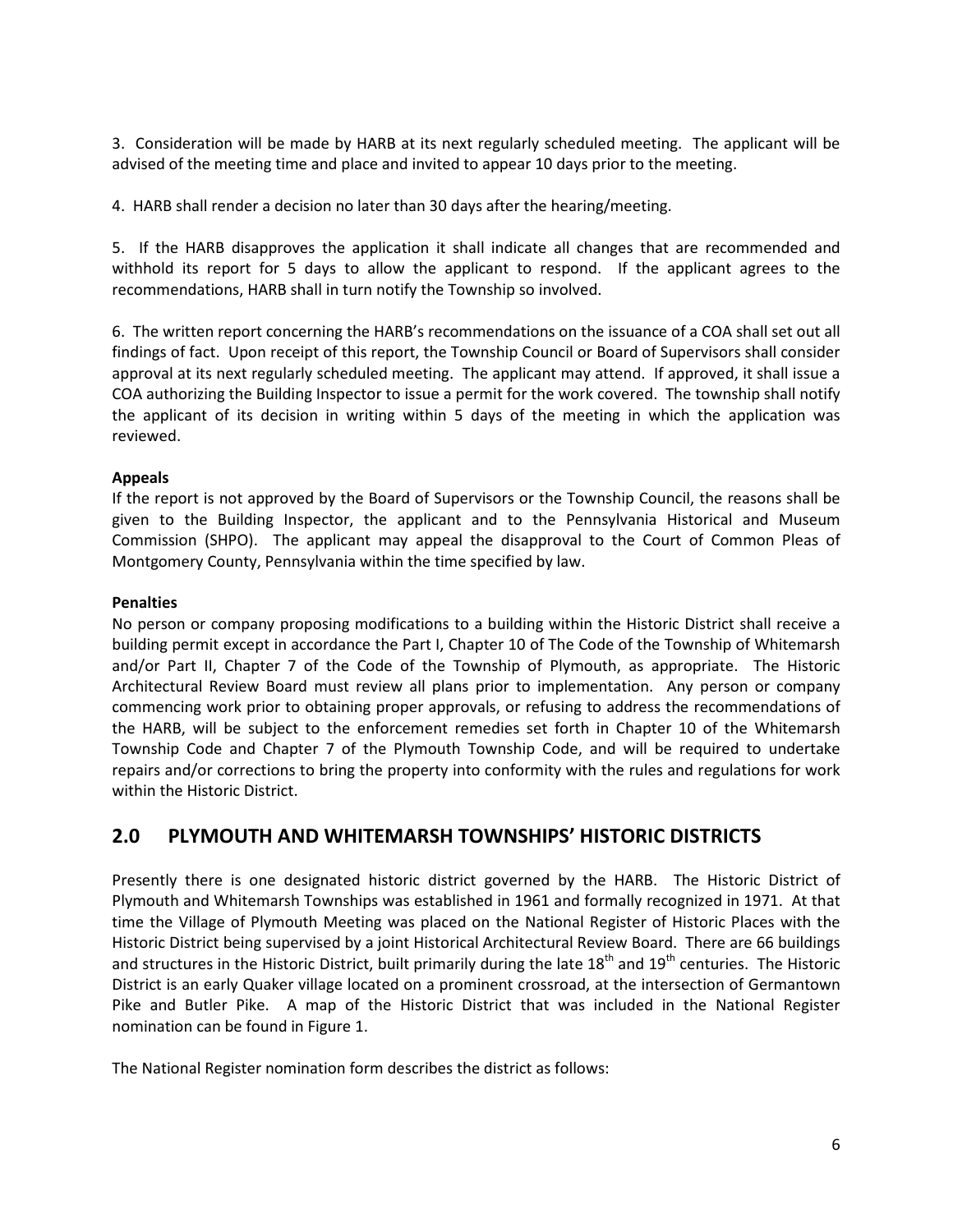3. Consideration will be made by HARB at its next regularly scheduled meeting. The applicant will be advised of the meeting time and place and invited to appear 10 days prior to the meeting.

4. HARB shall render a decision no later than 30 days after the hearing/meeting.

5. If the HARB disapproves the application it shall indicate all changes that are recommended and withhold its report for 5 days to allow the applicant to respond. If the applicant agrees to the recommendations, HARB shall in turn notify the Township so involved.

6. The written report concerning the HARB's recommendations on the issuance of a COA shall set out all findings of fact. Upon receipt of this report, the Township Council or Board of Supervisors shall consider approval at its next regularly scheduled meeting. The applicant may attend. If approved, it shall issue a COA authorizing the Building Inspector to issue a permit for the work covered. The township shall notify the applicant of its decision in writing within 5 days of the meeting in which the application was reviewed.

**Appeals**

If the report is not approved by the Board of Supervisors or the Township Council, the reasons shall be given to the Building Inspector, the applicant and to the Pennsylvania Historical and Museum Commission (SHPO). The applicant may appeal the disapproval to the Court of Common Pleas of Montgomery County, Pennsylvania within the time specified by law.

**Penalties**

No person or company proposing modifications to a building within the Historic District shall receive a building permit except in accordance the Part I, Chapter 10 of The Code of the Township of Whitemarsh and/or Part II, Chapter 7 of the Code of the Township of Plymouth, as appropriate. The Historic Architectural Review Board must review all plans prior to implementation. Any person or company commencing work prior to obtaining proper approvals, or refusing to address the recommendations of the HARB, will be subject to the enforcement remedies set forth in Chapter 10 of the Whitemarsh Township Code and Chapter 7 of the Plymouth Township Code, and will be required to undertake repairs and/or corrections to bring the property into conformity with the rules and regulations for work within the Historic District.

## 2.0 PLYMOUTH AND WHITEMARSH TOWNSHIPS' HISTORIC DISTRICTS

Presently there is one designated historic district governed by the HARB. The Historic District of Plymouth and Whitemarsh Townships was established in 1961 and formally recognized in 1971. At that time the Village of Plymouth Meeting was placed on the National Register of Historic Places with the Historic District being supervised by a joint Historical Architectural Review Board. There are 66 buildings and structures in the Historic District, built primarily during the late 18th and 19th centuries. The Historic District is an early Quaker village located on a prominent crossroad, at the intersection of Germantown Pike and Butler Pike. A map of the Historic District that was included in the National Register nomination can be found in Figure 1.

The National Register nomination form describes the district as follows: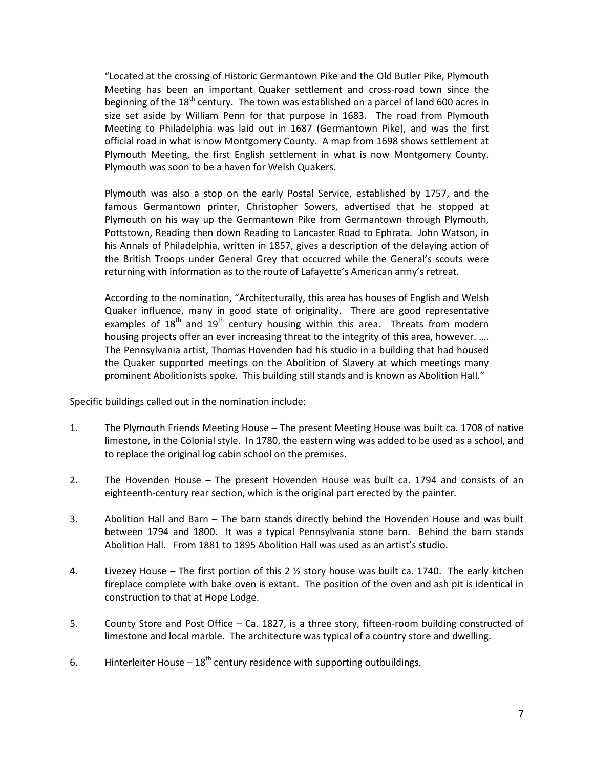"Located at the crossing of Historic Germantown Pike and the Old Butler Pike, Plymouth Meeting has been an important Quaker settlement and cross-road town since the beginning of the 18th century. The town was established on a parcel of land 600 acres in size set aside by William Penn for that purpose in 1683. The road from Plymouth Meeting to Philadelphia was laid out in 1687 (Germantown Pike), and was the first official road in what is now Montgomery County. A map from 1698 shows settlement at Plymouth Meeting, the first English settlement in what is now Montgomery County. Plymouth was soon to be a haven for Welsh Quakers.

Plymouth was also a stop on the early Postal Service, established by 1757, and the famous Germantown printer, Christopher Sowers, advertised that he stopped at Plymouth on his way up the Germantown Pike from Germantown through Plymouth, Pottstown, Reading then down Reading to Lancaster Road to Ephrata. John Watson, in his Annals of Philadelphia, written in 1857, gives a description of the delaying action of the British Troops under General Grey that occurred while the General's scouts were returning with information as to the route of Lafayette's American army's retreat.

According to the nomination, "Architecturally, this area has houses of English and Welsh Quaker influence, many in good state of originality. There are good representative examples of 18th and 19th century housing within this area. Threats from modern housing projects offer an ever increasing threat to the integrity of this area, however. …. The Pennsylvania artist, Thomas Hovenden had his studio in a building that had housed the Quaker supported meetings on the Abolition of Slavery at which meetings many prominent Abolitionists spoke. This building still stands and is known as Abolition Hall."

Specific buildings called out in the nomination include:

1. The Plymouth Friends Meeting House – The present Meeting House was built ca. 1708 of native limestone, in the Colonial style. In 1780, the eastern wing was added to be used as a school, and to replace the original log cabin school on the premises.

2. The Hovenden House – The present Hovenden House was built ca. 1794 and consists of an eighteenth-century rear section, which is the original part erected by the painter.

3. Abolition Hall and Barn – The barn stands directly behind the Hovenden House and was built between 1794 and 1800. It was a typical Pennsylvania stone barn. Behind the barn stands Abolition Hall. From 1881 to 1895 Abolition Hall was used as an artist's studio.

4. Livezey House – The first portion of this 2 ½ story house was built ca. 1740. The early kitchen fireplace complete with bake oven is extant. The position of the oven and ash pit is identical in construction to that at Hope Lodge.

5. County Store and Post Office – Ca. 1827, is a three story, fifteen-room building constructed of limestone and local marble. The architecture was typical of a country store and dwelling.

6. Hinterleiter House – 18th century residence with supporting outbuildings.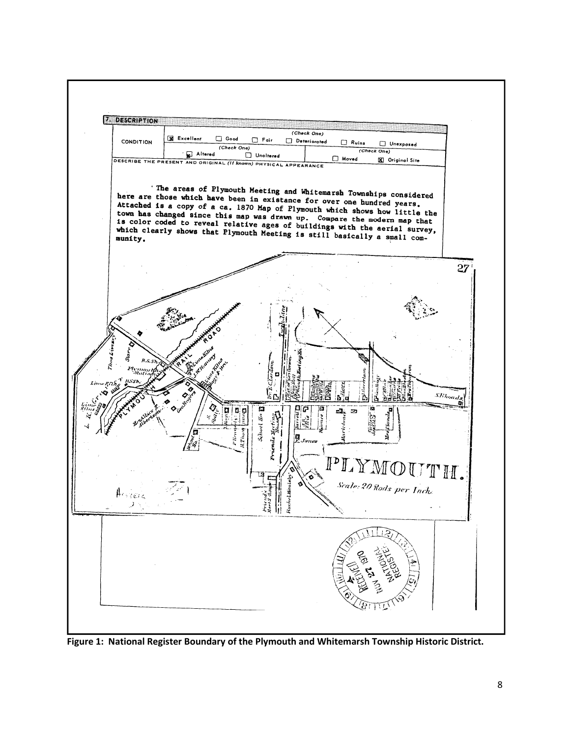## 7. DESCRIPTION

CONDITION (Check One): [X] Excellent [ ] Good [ ] Fair [ ] Deteriorated [ ] Ruins [ ] Unexposed

(Check One): [X] Altered [ ] Unaltered

(Check One): [ ] Moved [X] Original Site

DESCRIBE THE PRESENT AND ORIGINAL (If known) PHYSICAL APPEARANCE

The areas of Plymouth Meeting and Whitemarsh Townships considered here are those which have been in existance for over one hundred years. Attached is a copy of a ca. 1870 Map of Plymouth which shows how little the town has changed since this map was drawn up. Compare the modern map that is color coded to reveal relative ages of buildings with the aerial survey, which clearly shows that Plymouth Meeting is still basically a small community.

27

PLYMOUTH.

Scale: 20 Rods per Inch.

RECEIVED NOV 27 1970 NATIONAL REGISTER

**Figure 1: National Register Boundary of the Plymouth and Whitemarsh Township Historic District.**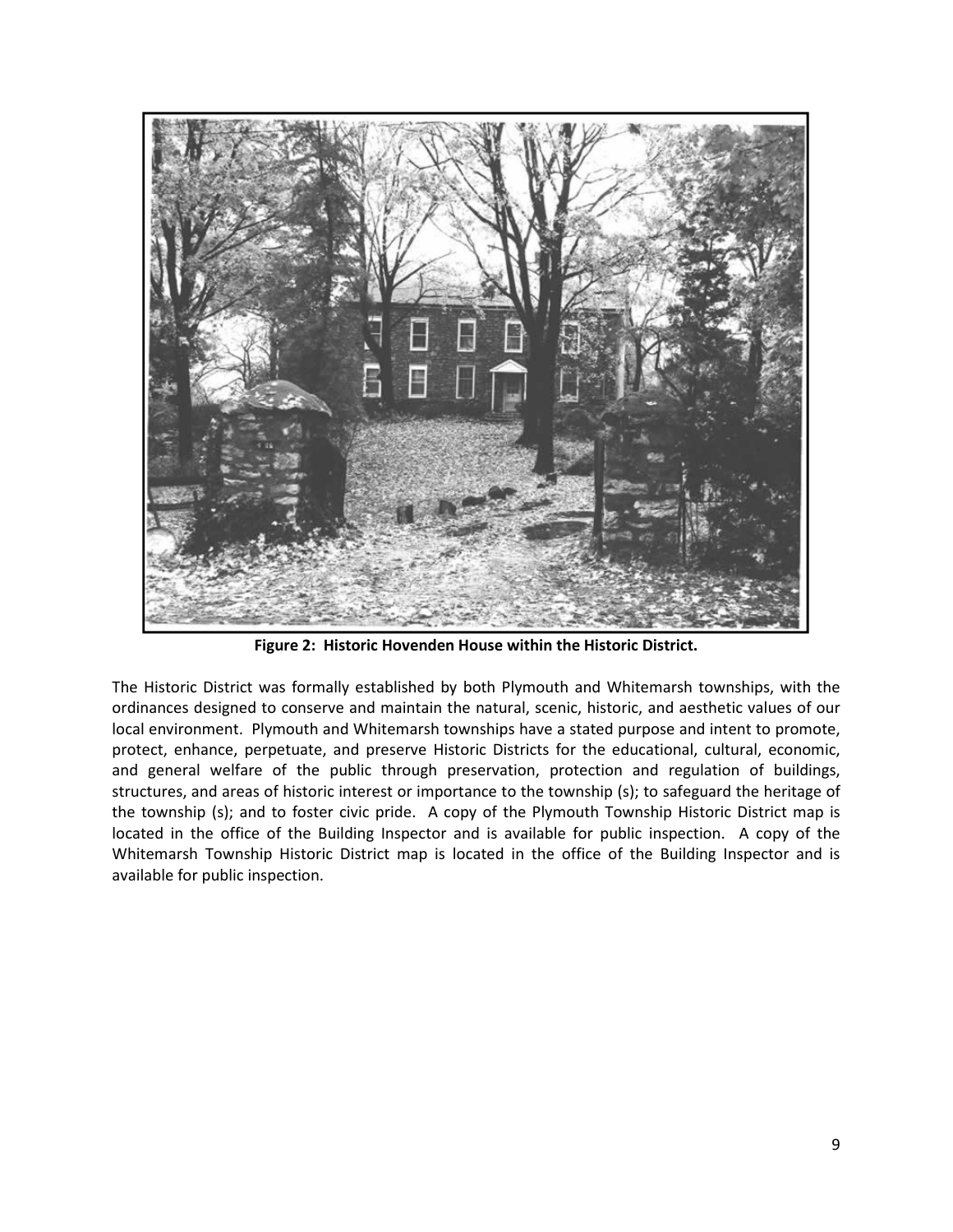**Figure 2: Historic Hovenden House within the Historic District.**

The Historic District was formally established by both Plymouth and Whitemarsh townships, with the ordinances designed to conserve and maintain the natural, scenic, historic, and aesthetic values of our local environment. Plymouth and Whitemarsh townships have a stated purpose and intent to promote, protect, enhance, perpetuate, and preserve Historic Districts for the educational, cultural, economic, and general welfare of the public through preservation, protection and regulation of buildings, structures, and areas of historic interest or importance to the township (s); to safeguard the heritage of the township (s); and to foster civic pride. A copy of the Plymouth Township Historic District map is located in the office of the Building Inspector and is available for public inspection. A copy of the Whitemarsh Township Historic District map is located in the office of the Building Inspector and is available for public inspection.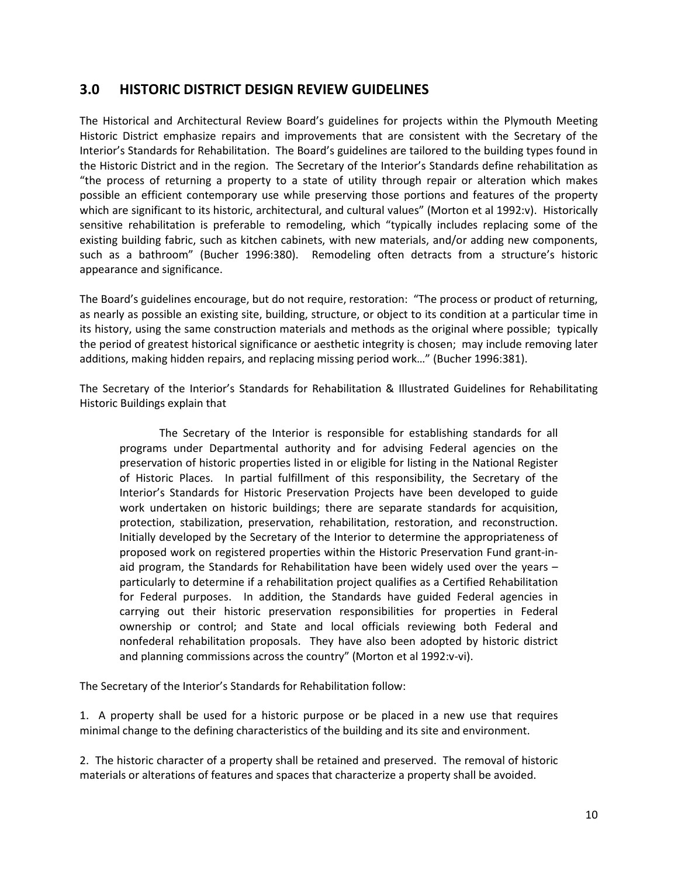## 3.0 HISTORIC DISTRICT DESIGN REVIEW GUIDELINES

The Historical and Architectural Review Board's guidelines for projects within the Plymouth Meeting Historic District emphasize repairs and improvements that are consistent with the Secretary of the Interior's Standards for Rehabilitation. The Board's guidelines are tailored to the building types found in the Historic District and in the region. The Secretary of the Interior's Standards define rehabilitation as "the process of returning a property to a state of utility through repair or alteration which makes possible an efficient contemporary use while preserving those portions and features of the property which are significant to its historic, architectural, and cultural values" (Morton et al 1992:v). Historically sensitive rehabilitation is preferable to remodeling, which "typically includes replacing some of the existing building fabric, such as kitchen cabinets, with new materials, and/or adding new components, such as a bathroom" (Bucher 1996:380). Remodeling often detracts from a structure's historic appearance and significance.

The Board's guidelines encourage, but do not require, restoration: "The process or product of returning, as nearly as possible an existing site, building, structure, or object to its condition at a particular time in its history, using the same construction materials and methods as the original where possible; typically the period of greatest historical significance or aesthetic integrity is chosen; may include removing later additions, making hidden repairs, and replacing missing period work…" (Bucher 1996:381).

The Secretary of the Interior's Standards for Rehabilitation & Illustrated Guidelines for Rehabilitating Historic Buildings explain that

> The Secretary of the Interior is responsible for establishing standards for all programs under Departmental authority and for advising Federal agencies on the preservation of historic properties listed in or eligible for listing in the National Register of Historic Places. In partial fulfillment of this responsibility, the Secretary of the Interior's Standards for Historic Preservation Projects have been developed to guide work undertaken on historic buildings; there are separate standards for acquisition, protection, stabilization, preservation, rehabilitation, restoration, and reconstruction. Initially developed by the Secretary of the Interior to determine the appropriateness of proposed work on registered properties within the Historic Preservation Fund grant-in-aid program, the Standards for Rehabilitation have been widely used over the years – particularly to determine if a rehabilitation project qualifies as a Certified Rehabilitation for Federal purposes. In addition, the Standards have guided Federal agencies in carrying out their historic preservation responsibilities for properties in Federal ownership or control; and State and local officials reviewing both Federal and nonfederal rehabilitation proposals. They have also been adopted by historic district and planning commissions across the country" (Morton et al 1992:v-vi).

The Secretary of the Interior's Standards for Rehabilitation follow:

1. A property shall be used for a historic purpose or be placed in a new use that requires minimal change to the defining characteristics of the building and its site and environment.

2. The historic character of a property shall be retained and preserved. The removal of historic materials or alterations of features and spaces that characterize a property shall be avoided.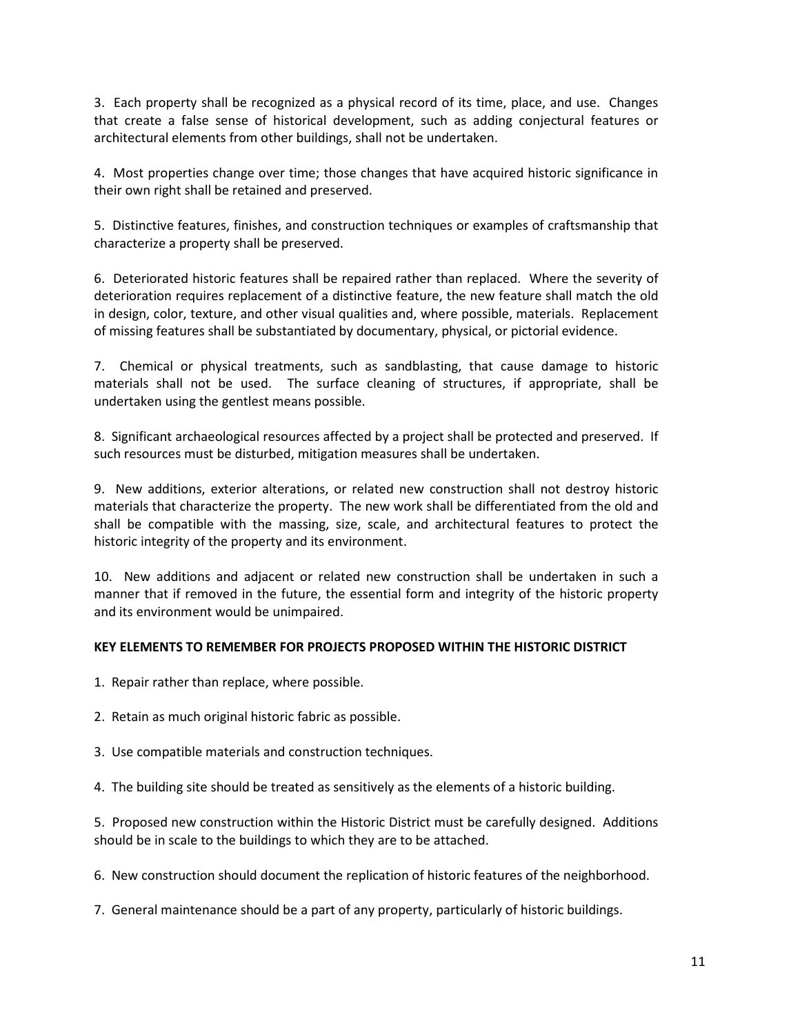3. Each property shall be recognized as a physical record of its time, place, and use. Changes that create a false sense of historical development, such as adding conjectural features or architectural elements from other buildings, shall not be undertaken.

4. Most properties change over time; those changes that have acquired historic significance in their own right shall be retained and preserved.

5. Distinctive features, finishes, and construction techniques or examples of craftsmanship that characterize a property shall be preserved.

6. Deteriorated historic features shall be repaired rather than replaced. Where the severity of deterioration requires replacement of a distinctive feature, the new feature shall match the old in design, color, texture, and other visual qualities and, where possible, materials. Replacement of missing features shall be substantiated by documentary, physical, or pictorial evidence.

7. Chemical or physical treatments, such as sandblasting, that cause damage to historic materials shall not be used. The surface cleaning of structures, if appropriate, shall be undertaken using the gentlest means possible.

8. Significant archaeological resources affected by a project shall be protected and preserved. If such resources must be disturbed, mitigation measures shall be undertaken.

9. New additions, exterior alterations, or related new construction shall not destroy historic materials that characterize the property. The new work shall be differentiated from the old and shall be compatible with the massing, size, scale, and architectural features to protect the historic integrity of the property and its environment.

10. New additions and adjacent or related new construction shall be undertaken in such a manner that if removed in the future, the essential form and integrity of the historic property and its environment would be unimpaired.

**KEY ELEMENTS TO REMEMBER FOR PROJECTS PROPOSED WITHIN THE HISTORIC DISTRICT**

1. Repair rather than replace, where possible.

2. Retain as much original historic fabric as possible.

3. Use compatible materials and construction techniques.

4. The building site should be treated as sensitively as the elements of a historic building.

5. Proposed new construction within the Historic District must be carefully designed. Additions should be in scale to the buildings to which they are to be attached.

6. New construction should document the replication of historic features of the neighborhood.

7. General maintenance should be a part of any property, particularly of historic buildings.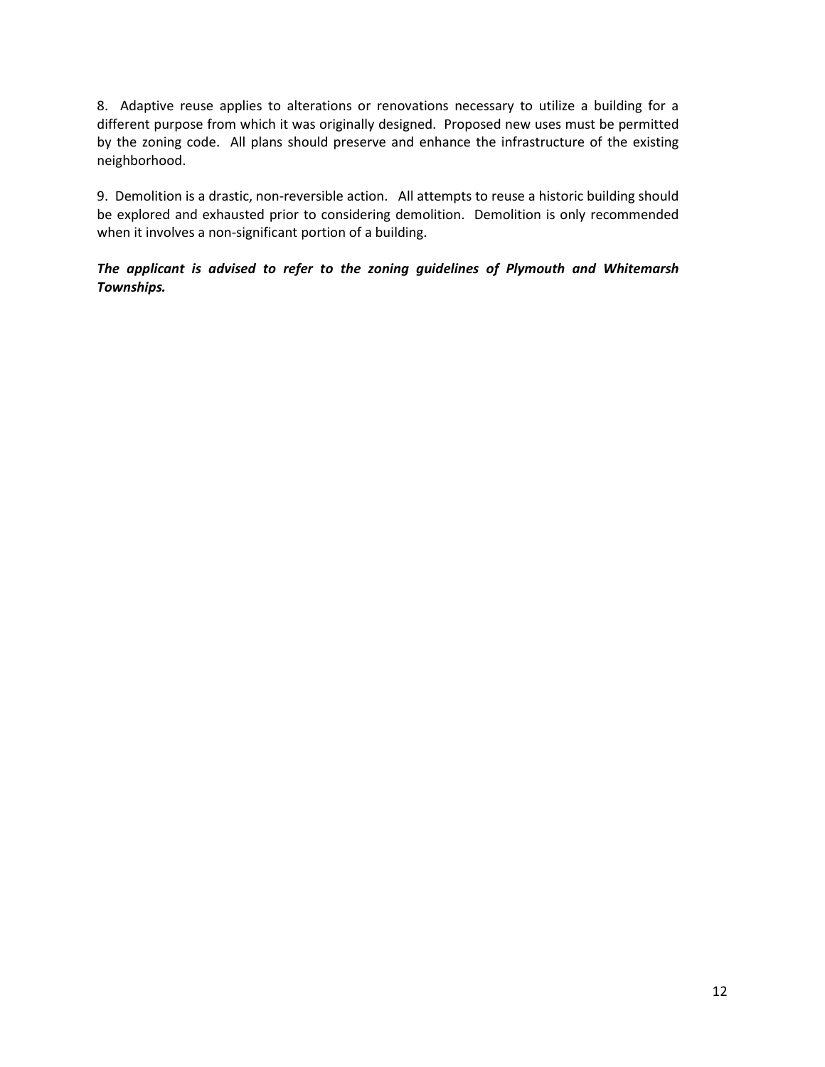8. Adaptive reuse applies to alterations or renovations necessary to utilize a building for a different purpose from which it was originally designed. Proposed new uses must be permitted by the zoning code. All plans should preserve and enhance the infrastructure of the existing neighborhood.

9. Demolition is a drastic, non-reversible action. All attempts to reuse a historic building should be explored and exhausted prior to considering demolition. Demolition is only recommended when it involves a non-significant portion of a building.

***The applicant is advised to refer to the zoning guidelines of Plymouth and Whitemarsh Townships.***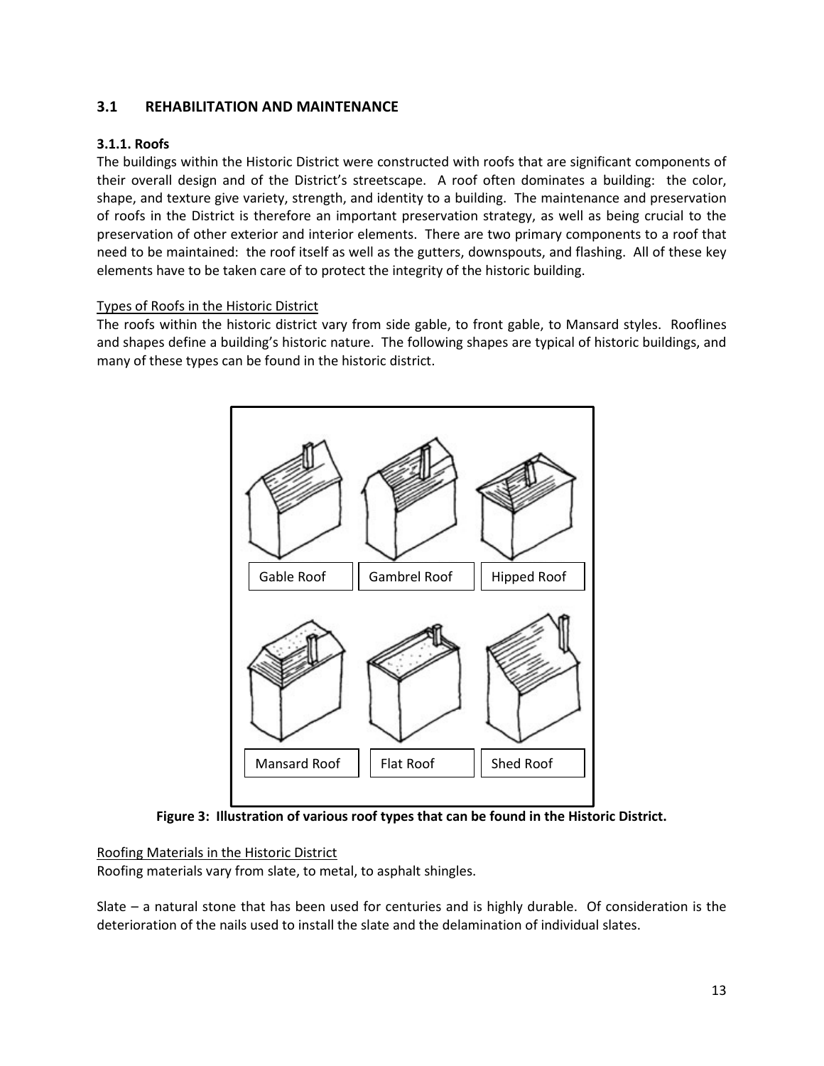## 3.1 REHABILITATION AND MAINTENANCE

### 3.1.1. Roofs

The buildings within the Historic District were constructed with roofs that are significant components of their overall design and of the District's streetscape. A roof often dominates a building: the color, shape, and texture give variety, strength, and identity to a building. The maintenance and preservation of roofs in the District is therefore an important preservation strategy, as well as being crucial to the preservation of other exterior and interior elements. There are two primary components to a roof that need to be maintained: the roof itself as well as the gutters, downspouts, and flashing. All of these key elements have to be taken care of to protect the integrity of the historic building.

Types of Roofs in the Historic District

The roofs within the historic district vary from side gable, to front gable, to Mansard styles. Rooflines and shapes define a building's historic nature. The following shapes are typical of historic buildings, and many of these types can be found in the historic district.

Gable Roof

Gambrel Roof

Hipped Roof

Mansard Roof

Flat Roof

Shed Roof

**Figure 3: Illustration of various roof types that can be found in the Historic District.**

Roofing Materials in the Historic District

Roofing materials vary from slate, to metal, to asphalt shingles.

Slate – a natural stone that has been used for centuries and is highly durable. Of consideration is the deterioration of the nails used to install the slate and the delamination of individual slates.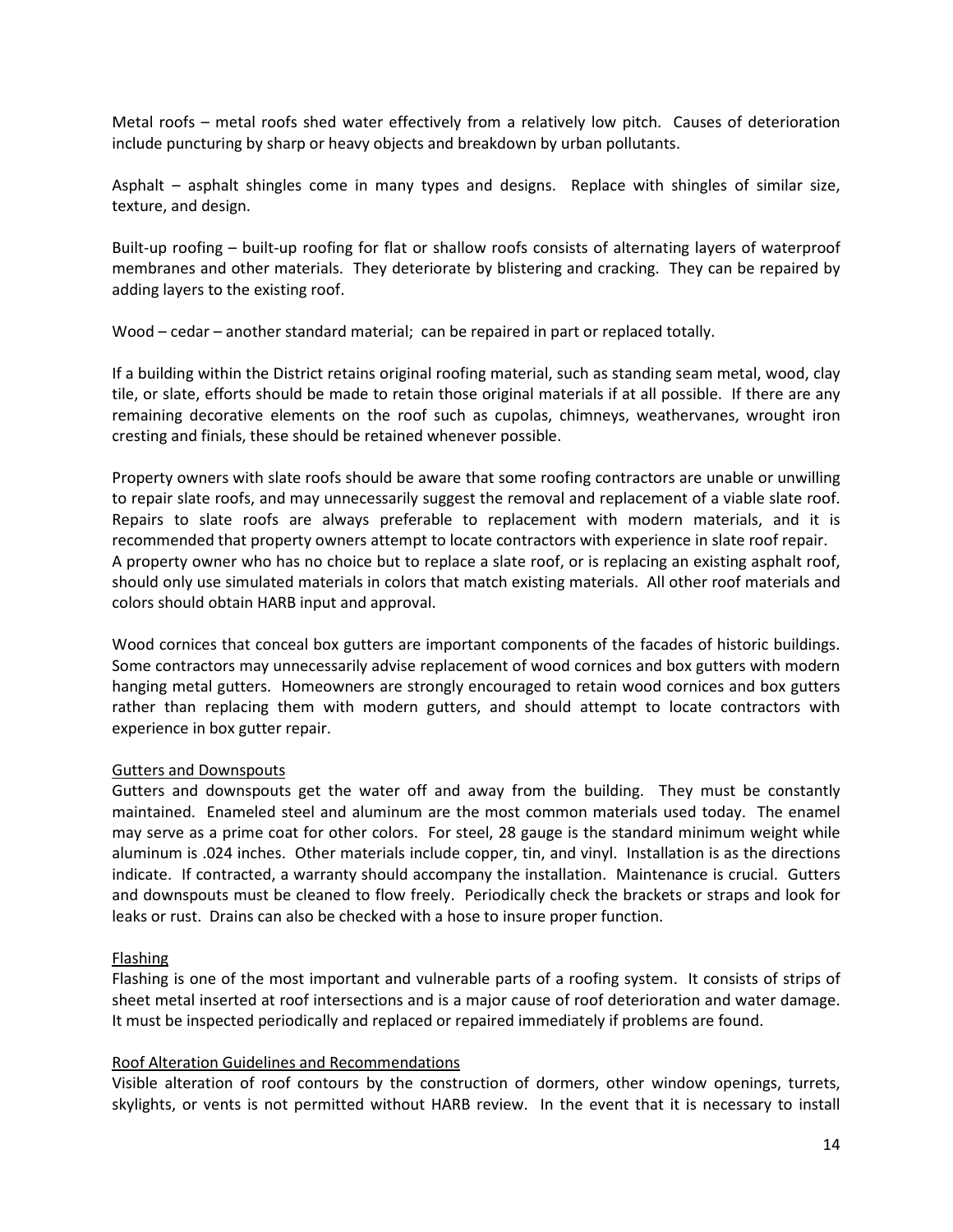Metal roofs – metal roofs shed water effectively from a relatively low pitch. Causes of deterioration include puncturing by sharp or heavy objects and breakdown by urban pollutants.

Asphalt – asphalt shingles come in many types and designs. Replace with shingles of similar size, texture, and design.

Built-up roofing – built-up roofing for flat or shallow roofs consists of alternating layers of waterproof membranes and other materials. They deteriorate by blistering and cracking. They can be repaired by adding layers to the existing roof.

Wood – cedar – another standard material; can be repaired in part or replaced totally.

If a building within the District retains original roofing material, such as standing seam metal, wood, clay tile, or slate, efforts should be made to retain those original materials if at all possible. If there are any remaining decorative elements on the roof such as cupolas, chimneys, weathervanes, wrought iron cresting and finials, these should be retained whenever possible.

Property owners with slate roofs should be aware that some roofing contractors are unable or unwilling to repair slate roofs, and may unnecessarily suggest the removal and replacement of a viable slate roof. Repairs to slate roofs are always preferable to replacement with modern materials, and it is recommended that property owners attempt to locate contractors with experience in slate roof repair. A property owner who has no choice but to replace a slate roof, or is replacing an existing asphalt roof, should only use simulated materials in colors that match existing materials. All other roof materials and colors should obtain HARB input and approval.

Wood cornices that conceal box gutters are important components of the facades of historic buildings. Some contractors may unnecessarily advise replacement of wood cornices and box gutters with modern hanging metal gutters. Homeowners are strongly encouraged to retain wood cornices and box gutters rather than replacing them with modern gutters, and should attempt to locate contractors with experience in box gutter repair.

<u>Gutters and Downspouts</u>

Gutters and downspouts get the water off and away from the building. They must be constantly maintained. Enameled steel and aluminum are the most common materials used today. The enamel may serve as a prime coat for other colors. For steel, 28 gauge is the standard minimum weight while aluminum is .024 inches. Other materials include copper, tin, and vinyl. Installation is as the directions indicate. If contracted, a warranty should accompany the installation. Maintenance is crucial. Gutters and downspouts must be cleaned to flow freely. Periodically check the brackets or straps and look for leaks or rust. Drains can also be checked with a hose to insure proper function.

<u>Flashing</u>

Flashing is one of the most important and vulnerable parts of a roofing system. It consists of strips of sheet metal inserted at roof intersections and is a major cause of roof deterioration and water damage. It must be inspected periodically and replaced or repaired immediately if problems are found.

<u>Roof Alteration Guidelines and Recommendations</u>

Visible alteration of roof contours by the construction of dormers, other window openings, turrets, skylights, or vents is not permitted without HARB review. In the event that it is necessary to install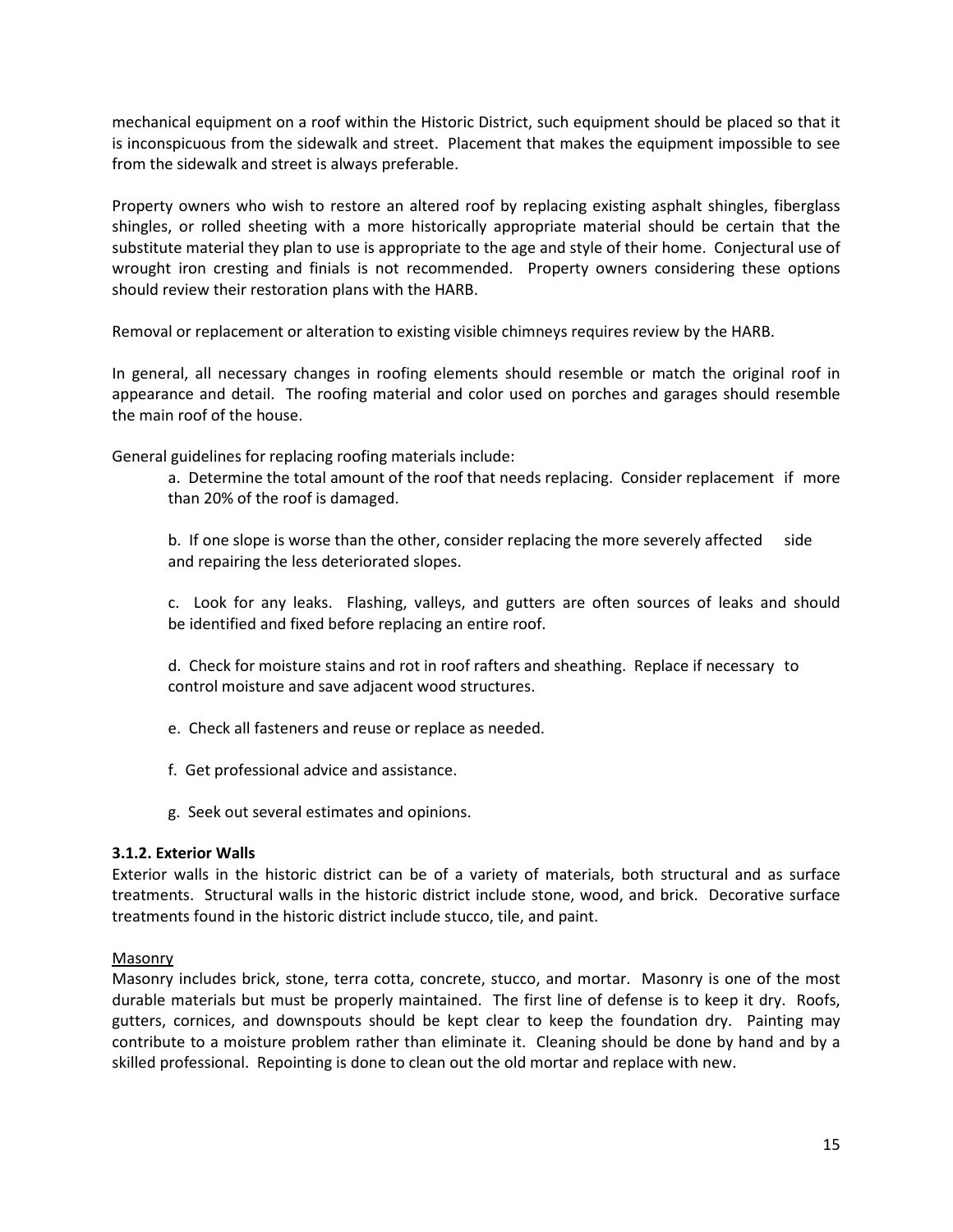mechanical equipment on a roof within the Historic District, such equipment should be placed so that it is inconspicuous from the sidewalk and street. Placement that makes the equipment impossible to see from the sidewalk and street is always preferable.

Property owners who wish to restore an altered roof by replacing existing asphalt shingles, fiberglass shingles, or rolled sheeting with a more historically appropriate material should be certain that the substitute material they plan to use is appropriate to the age and style of their home. Conjectural use of wrought iron cresting and finials is not recommended. Property owners considering these options should review their restoration plans with the HARB.

Removal or replacement or alteration to existing visible chimneys requires review by the HARB.

In general, all necessary changes in roofing elements should resemble or match the original roof in appearance and detail. The roofing material and color used on porches and garages should resemble the main roof of the house.

General guidelines for replacing roofing materials include:

a. Determine the total amount of the roof that needs replacing. Consider replacement if more than 20% of the roof is damaged.

b. If one slope is worse than the other, consider replacing the more severely affected side and repairing the less deteriorated slopes.

c. Look for any leaks. Flashing, valleys, and gutters are often sources of leaks and should be identified and fixed before replacing an entire roof.

d. Check for moisture stains and rot in roof rafters and sheathing. Replace if necessary to control moisture and save adjacent wood structures.

e. Check all fasteners and reuse or replace as needed.

f. Get professional advice and assistance.

g. Seek out several estimates and opinions.

### 3.1.2. Exterior Walls

Exterior walls in the historic district can be of a variety of materials, both structural and as surface treatments. Structural walls in the historic district include stone, wood, and brick. Decorative surface treatments found in the historic district include stucco, tile, and paint.

#### Masonry

Masonry includes brick, stone, terra cotta, concrete, stucco, and mortar. Masonry is one of the most durable materials but must be properly maintained. The first line of defense is to keep it dry. Roofs, gutters, cornices, and downspouts should be kept clear to keep the foundation dry. Painting may contribute to a moisture problem rather than eliminate it. Cleaning should be done by hand and by a skilled professional. Repointing is done to clean out the old mortar and replace with new.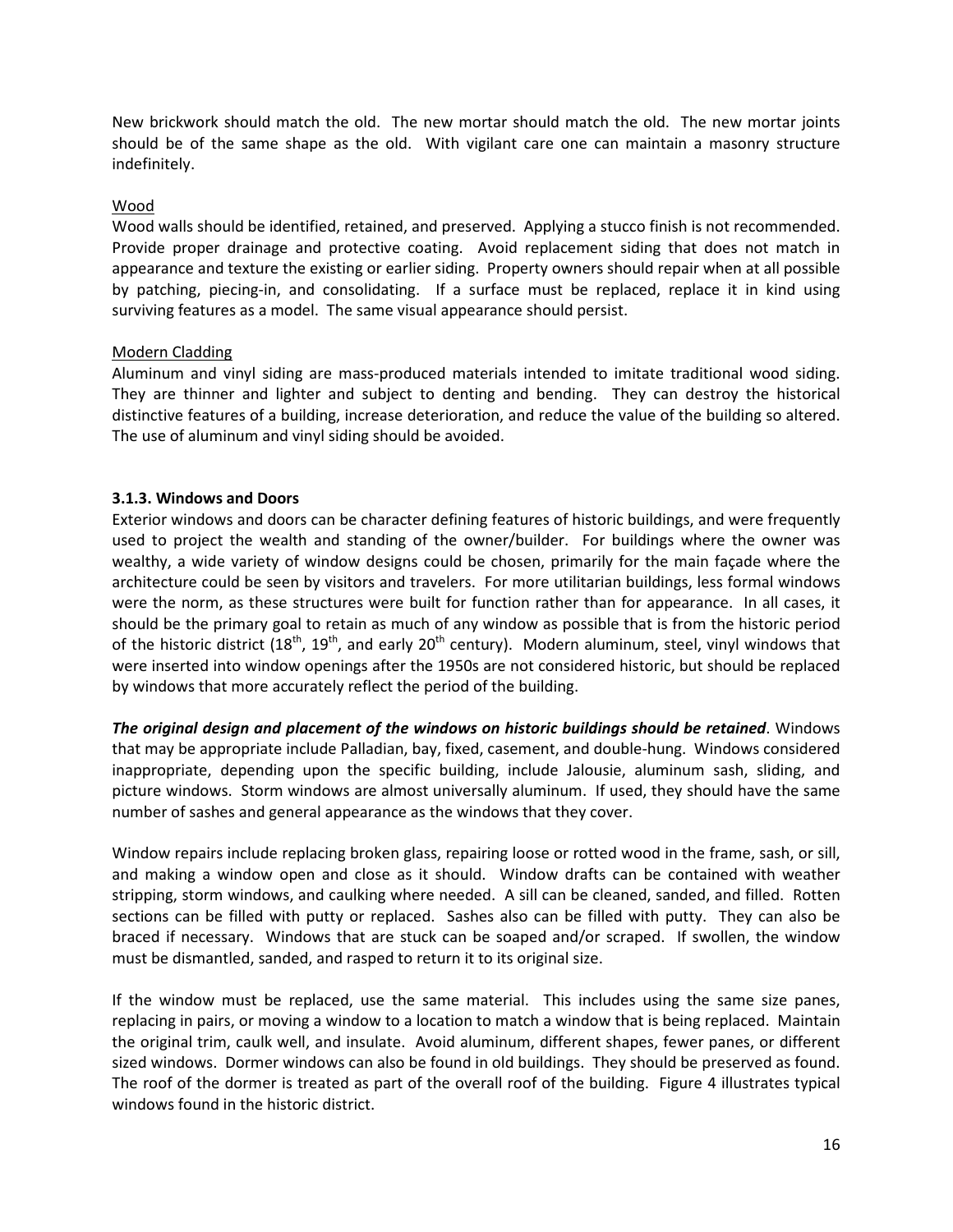New brickwork should match the old. The new mortar should match the old. The new mortar joints should be of the same shape as the old. With vigilant care one can maintain a masonry structure indefinitely.

Wood

Wood walls should be identified, retained, and preserved. Applying a stucco finish is not recommended. Provide proper drainage and protective coating. Avoid replacement siding that does not match in appearance and texture the existing or earlier siding. Property owners should repair when at all possible by patching, piecing-in, and consolidating. If a surface must be replaced, replace it in kind using surviving features as a model. The same visual appearance should persist.

Modern Cladding

Aluminum and vinyl siding are mass-produced materials intended to imitate traditional wood siding. They are thinner and lighter and subject to denting and bending. They can destroy the historical distinctive features of a building, increase deterioration, and reduce the value of the building so altered. The use of aluminum and vinyl siding should be avoided.

### 3.1.3. Windows and Doors

Exterior windows and doors can be character defining features of historic buildings, and were frequently used to project the wealth and standing of the owner/builder. For buildings where the owner was wealthy, a wide variety of window designs could be chosen, primarily for the main façade where the architecture could be seen by visitors and travelers. For more utilitarian buildings, less formal windows were the norm, as these structures were built for function rather than for appearance. In all cases, it should be the primary goal to retain as much of any window as possible that is from the historic period of the historic district (18th, 19th, and early 20th century). Modern aluminum, steel, vinyl windows that were inserted into window openings after the 1950s are not considered historic, but should be replaced by windows that more accurately reflect the period of the building.

***The original design and placement of the windows on historic buildings should be retained***. Windows that may be appropriate include Palladian, bay, fixed, casement, and double-hung. Windows considered inappropriate, depending upon the specific building, include Jalousie, aluminum sash, sliding, and picture windows. Storm windows are almost universally aluminum. If used, they should have the same number of sashes and general appearance as the windows that they cover.

Window repairs include replacing broken glass, repairing loose or rotted wood in the frame, sash, or sill, and making a window open and close as it should. Window drafts can be contained with weather stripping, storm windows, and caulking where needed. A sill can be cleaned, sanded, and filled. Rotten sections can be filled with putty or replaced. Sashes also can be filled with putty. They can also be braced if necessary. Windows that are stuck can be soaped and/or scraped. If swollen, the window must be dismantled, sanded, and rasped to return it to its original size.

If the window must be replaced, use the same material. This includes using the same size panes, replacing in pairs, or moving a window to a location to match a window that is being replaced. Maintain the original trim, caulk well, and insulate. Avoid aluminum, different shapes, fewer panes, or different sized windows. Dormer windows can also be found in old buildings. They should be preserved as found. The roof of the dormer is treated as part of the overall roof of the building. Figure 4 illustrates typical windows found in the historic district.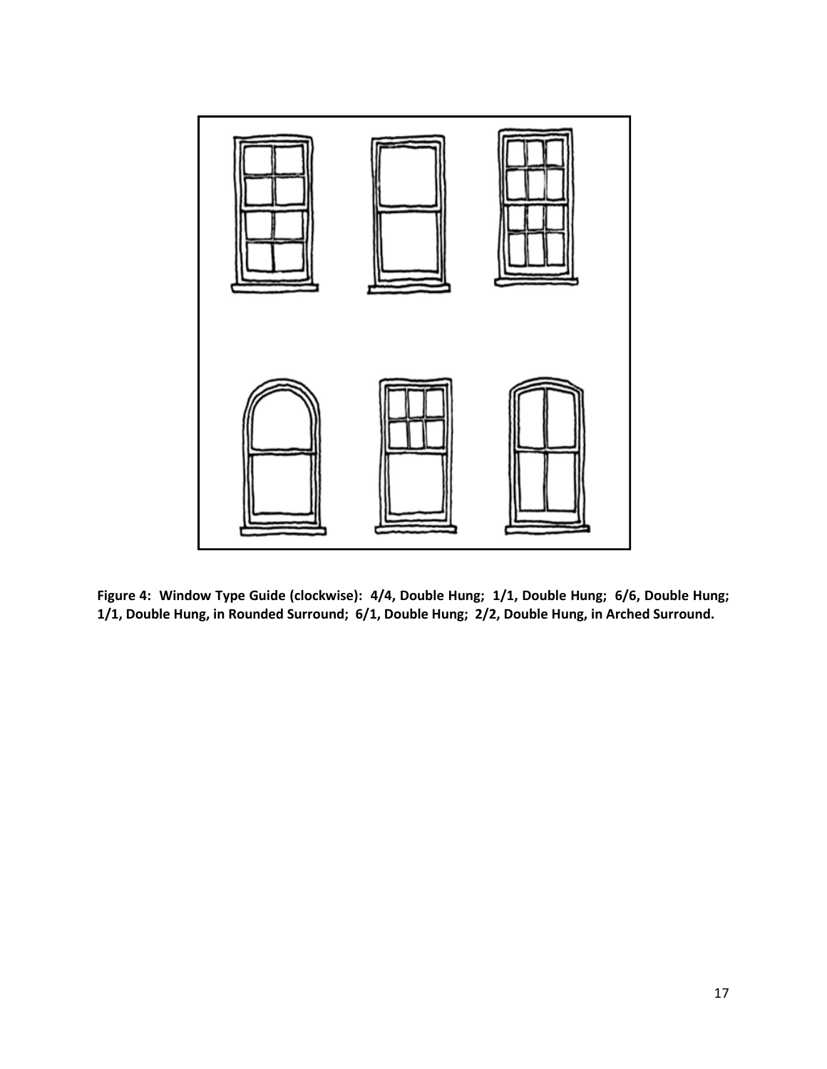**Figure 4: Window Type Guide (clockwise): 4/4, Double Hung; 1/1, Double Hung; 6/6, Double Hung; 1/1, Double Hung, in Rounded Surround; 6/1, Double Hung; 2/2, Double Hung, in Arched Surround.**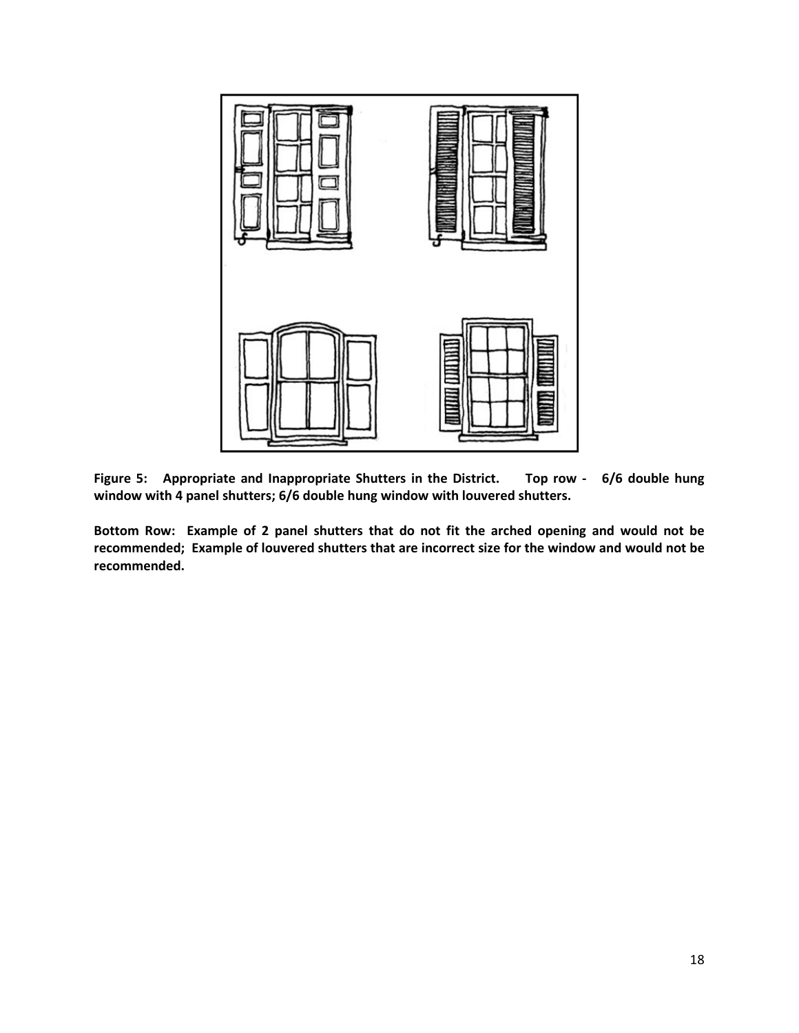**Figure 5: Appropriate and Inappropriate Shutters in the District. Top row - 6/6 double hung window with 4 panel shutters; 6/6 double hung window with louvered shutters.**

**Bottom Row: Example of 2 panel shutters that do not fit the arched opening and would not be recommended; Example of louvered shutters that are incorrect size for the window and would not be recommended.**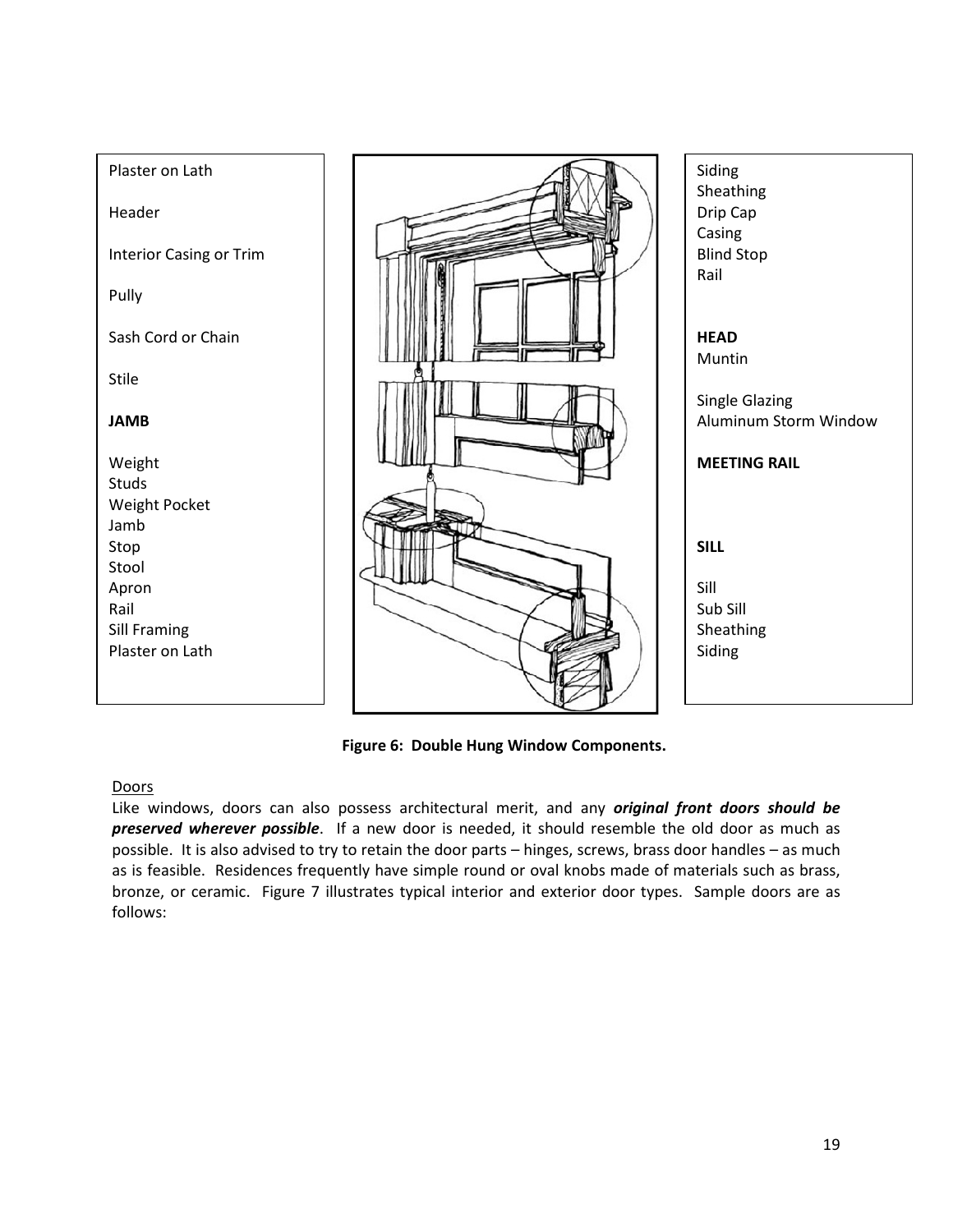Plaster on Lath

Header

Interior Casing or Trim

Pully

Sash Cord or Chain

Stile

**JAMB**

Weight
Studs
Weight Pocket
Jamb
Stop
Stool
Apron
Rail
Sill Framing
Plaster on Lath

Siding
Sheathing
Drip Cap
Casing
Blind Stop
Rail

**HEAD**
Muntin

Single Glazing
Aluminum Storm Window

**MEETING RAIL**

**SILL**

Sill
Sub Sill
Sheathing
Siding

**Figure 6: Double Hung Window Components.**

Doors

Like windows, doors can also possess architectural merit, and any ***original front doors should be preserved wherever possible***. If a new door is needed, it should resemble the old door as much as possible. It is also advised to try to retain the door parts – hinges, screws, brass door handles – as much as is feasible. Residences frequently have simple round or oval knobs made of materials such as brass, bronze, or ceramic. Figure 7 illustrates typical interior and exterior door types. Sample doors are as follows: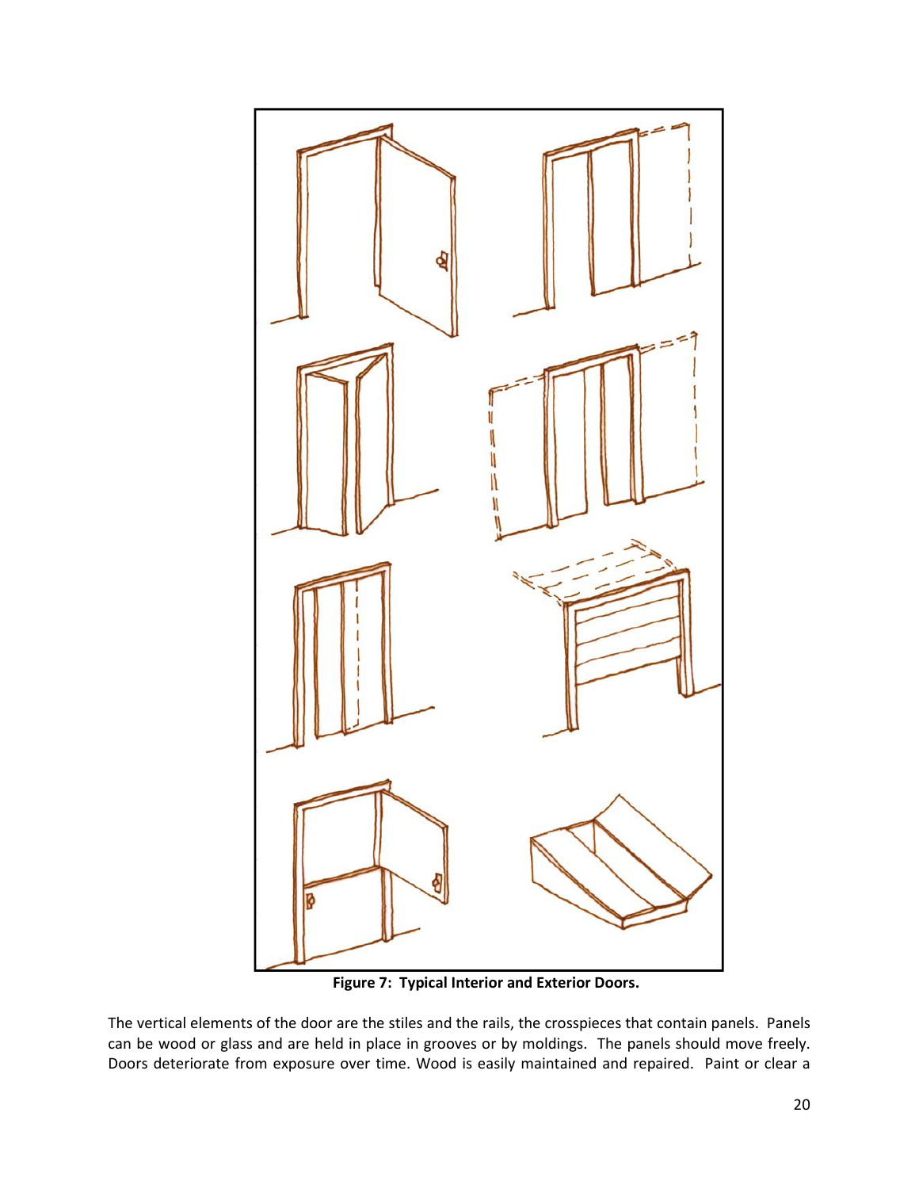**Figure 7: Typical Interior and Exterior Doors.**

The vertical elements of the door are the stiles and the rails, the crosspieces that contain panels. Panels can be wood or glass and are held in place in grooves or by moldings. The panels should move freely. Doors deteriorate from exposure over time. Wood is easily maintained and repaired. Paint or clear a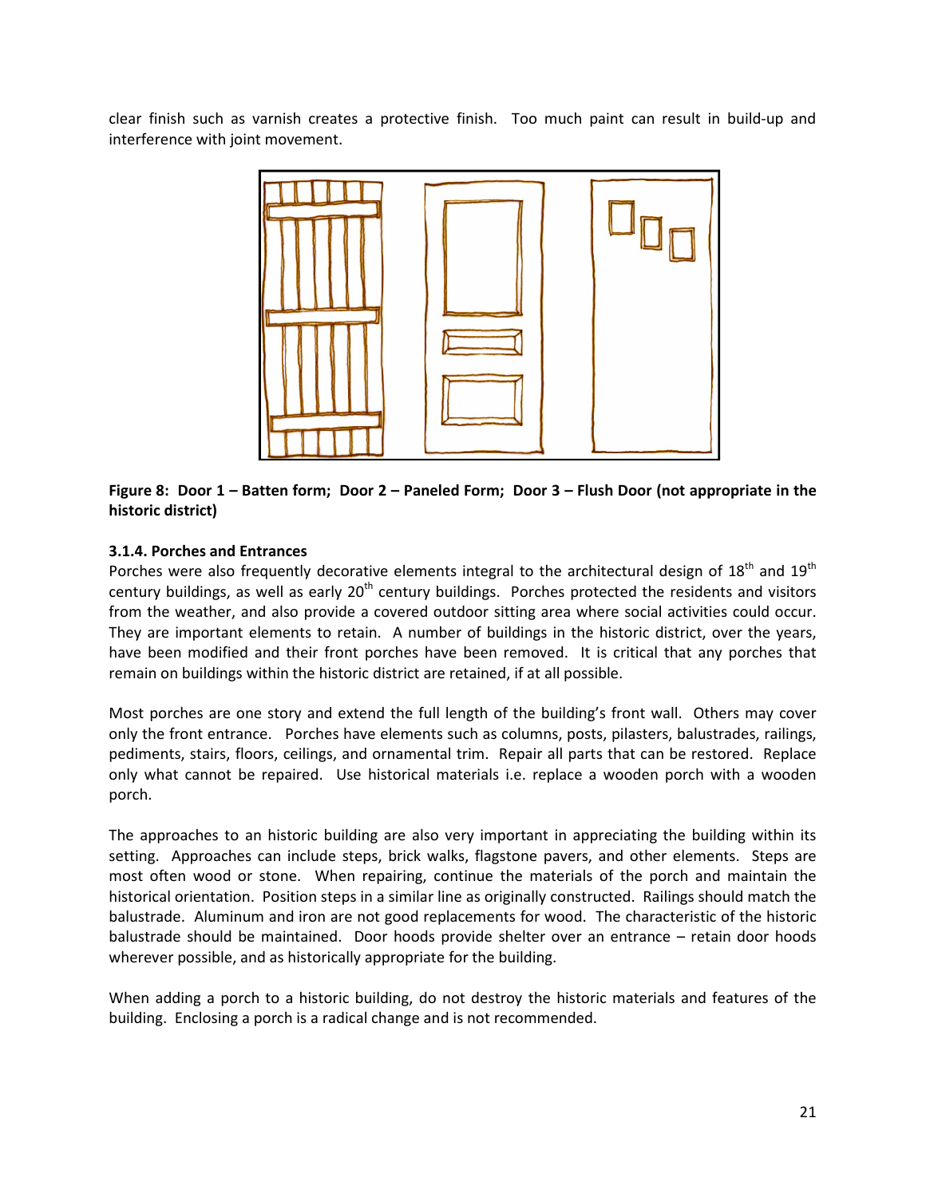clear finish such as varnish creates a protective finish. Too much paint can result in build-up and interference with joint movement.

**Figure 8: Door 1 – Batten form; Door 2 – Paneled Form; Door 3 – Flush Door (not appropriate in the historic district)**

### 3.1.4. Porches and Entrances

Porches were also frequently decorative elements integral to the architectural design of 18th and 19th century buildings, as well as early 20th century buildings. Porches protected the residents and visitors from the weather, and also provide a covered outdoor sitting area where social activities could occur. They are important elements to retain. A number of buildings in the historic district, over the years, have been modified and their front porches have been removed. It is critical that any porches that remain on buildings within the historic district are retained, if at all possible.

Most porches are one story and extend the full length of the building's front wall. Others may cover only the front entrance. Porches have elements such as columns, posts, pilasters, balustrades, railings, pediments, stairs, floors, ceilings, and ornamental trim. Repair all parts that can be restored. Replace only what cannot be repaired. Use historical materials i.e. replace a wooden porch with a wooden porch.

The approaches to an historic building are also very important in appreciating the building within its setting. Approaches can include steps, brick walks, flagstone pavers, and other elements. Steps are most often wood or stone. When repairing, continue the materials of the porch and maintain the historical orientation. Position steps in a similar line as originally constructed. Railings should match the balustrade. Aluminum and iron are not good replacements for wood. The characteristic of the historic balustrade should be maintained. Door hoods provide shelter over an entrance – retain door hoods wherever possible, and as historically appropriate for the building.

When adding a porch to a historic building, do not destroy the historic materials and features of the building. Enclosing a porch is a radical change and is not recommended.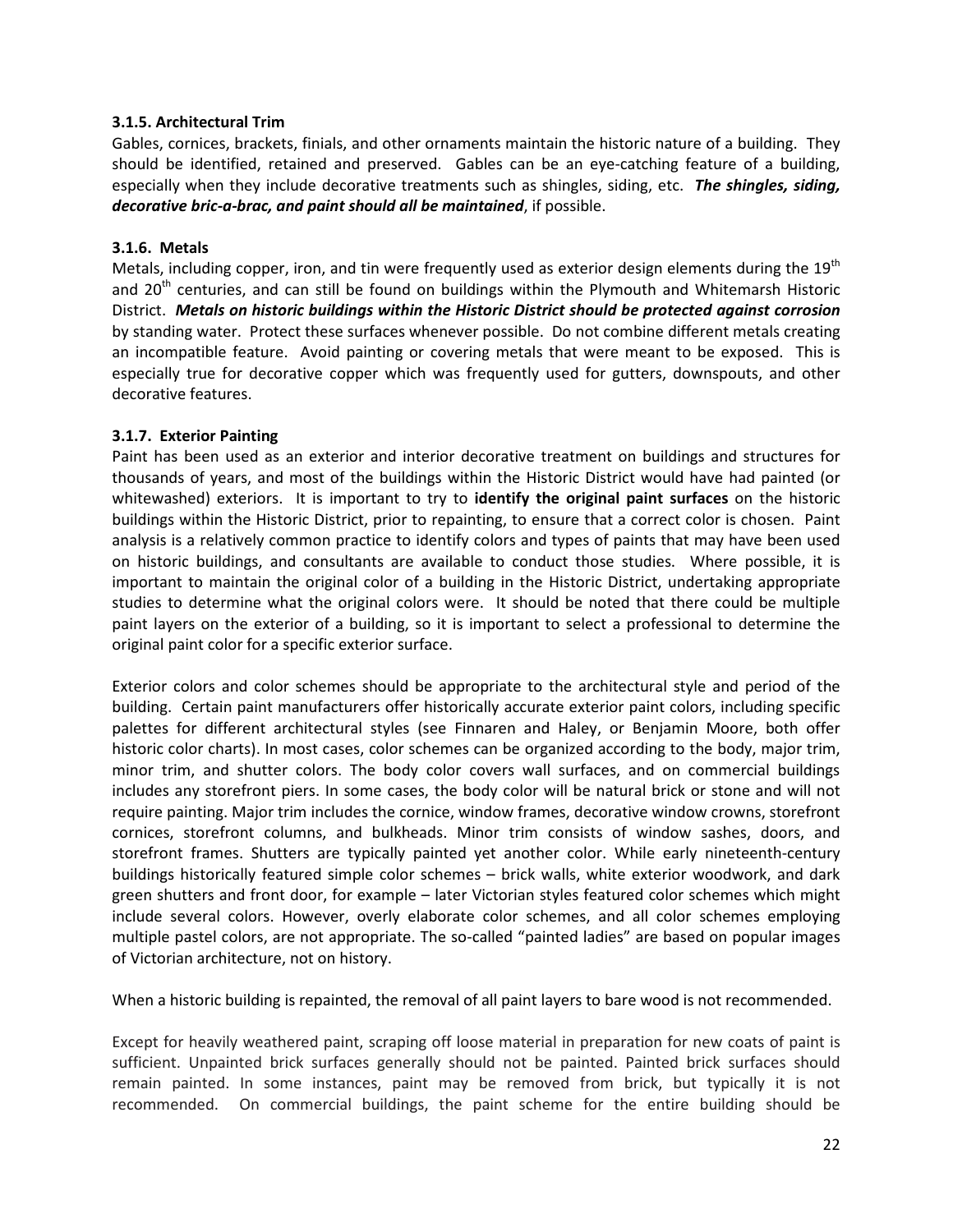### 3.1.5. Architectural Trim

Gables, cornices, brackets, finials, and other ornaments maintain the historic nature of a building. They should be identified, retained and preserved. Gables can be an eye-catching feature of a building, especially when they include decorative treatments such as shingles, siding, etc. ***The shingles, siding, decorative bric-a-brac, and paint should all be maintained***, if possible.

### 3.1.6. Metals

Metals, including copper, iron, and tin were frequently used as exterior design elements during the 19th and 20th centuries, and can still be found on buildings within the Plymouth and Whitemarsh Historic District. ***Metals on historic buildings within the Historic District should be protected against corrosion*** by standing water. Protect these surfaces whenever possible. Do not combine different metals creating an incompatible feature. Avoid painting or covering metals that were meant to be exposed. This is especially true for decorative copper which was frequently used for gutters, downspouts, and other decorative features.

### 3.1.7. Exterior Painting

Paint has been used as an exterior and interior decorative treatment on buildings and structures for thousands of years, and most of the buildings within the Historic District would have had painted (or whitewashed) exteriors. It is important to try to **identify the original paint surfaces** on the historic buildings within the Historic District, prior to repainting, to ensure that a correct color is chosen. Paint analysis is a relatively common practice to identify colors and types of paints that may have been used on historic buildings, and consultants are available to conduct those studies. Where possible, it is important to maintain the original color of a building in the Historic District, undertaking appropriate studies to determine what the original colors were. It should be noted that there could be multiple paint layers on the exterior of a building, so it is important to select a professional to determine the original paint color for a specific exterior surface.

Exterior colors and color schemes should be appropriate to the architectural style and period of the building. Certain paint manufacturers offer historically accurate exterior paint colors, including specific palettes for different architectural styles (see Finnaren and Haley, or Benjamin Moore, both offer historic color charts). In most cases, color schemes can be organized according to the body, major trim, minor trim, and shutter colors. The body color covers wall surfaces, and on commercial buildings includes any storefront piers. In some cases, the body color will be natural brick or stone and will not require painting. Major trim includes the cornice, window frames, decorative window crowns, storefront cornices, storefront columns, and bulkheads. Minor trim consists of window sashes, doors, and storefront frames. Shutters are typically painted yet another color. While early nineteenth-century buildings historically featured simple color schemes – brick walls, white exterior woodwork, and dark green shutters and front door, for example – later Victorian styles featured color schemes which might include several colors. However, overly elaborate color schemes, and all color schemes employing multiple pastel colors, are not appropriate. The so-called "painted ladies" are based on popular images of Victorian architecture, not on history.

When a historic building is repainted, the removal of all paint layers to bare wood is not recommended.

Except for heavily weathered paint, scraping off loose material in preparation for new coats of paint is sufficient. Unpainted brick surfaces generally should not be painted. Painted brick surfaces should remain painted. In some instances, paint may be removed from brick, but typically it is not recommended. On commercial buildings, the paint scheme for the entire building should be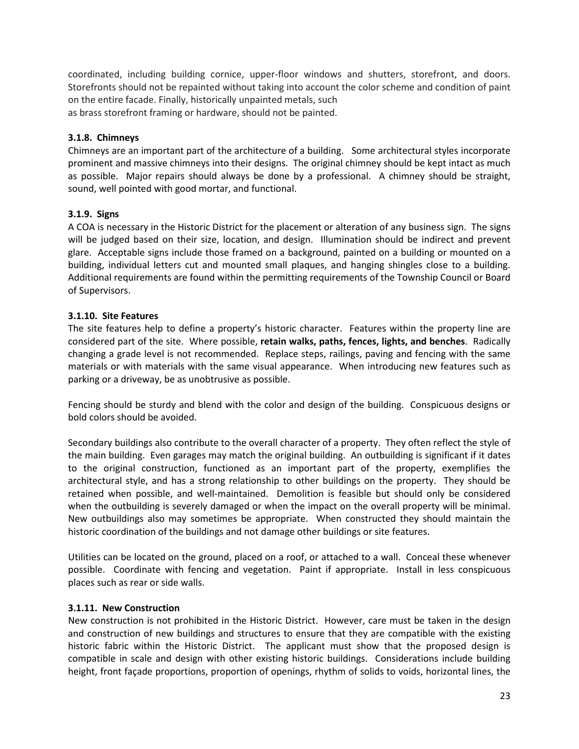coordinated, including building cornice, upper-floor windows and shutters, storefront, and doors. Storefronts should not be repainted without taking into account the color scheme and condition of paint on the entire facade. Finally, historically unpainted metals, such
as brass storefront framing or hardware, should not be painted.

### 3.1.8. Chimneys

Chimneys are an important part of the architecture of a building. Some architectural styles incorporate prominent and massive chimneys into their designs. The original chimney should be kept intact as much as possible. Major repairs should always be done by a professional. A chimney should be straight, sound, well pointed with good mortar, and functional.

### 3.1.9. Signs

A COA is necessary in the Historic District for the placement or alteration of any business sign. The signs will be judged based on their size, location, and design. Illumination should be indirect and prevent glare. Acceptable signs include those framed on a background, painted on a building or mounted on a building, individual letters cut and mounted small plaques, and hanging shingles close to a building. Additional requirements are found within the permitting requirements of the Township Council or Board of Supervisors.

### 3.1.10. Site Features

The site features help to define a property's historic character. Features within the property line are considered part of the site. Where possible, **retain walks, paths, fences, lights, and benches**. Radically changing a grade level is not recommended. Replace steps, railings, paving and fencing with the same materials or with materials with the same visual appearance. When introducing new features such as parking or a driveway, be as unobtrusive as possible.

Fencing should be sturdy and blend with the color and design of the building. Conspicuous designs or bold colors should be avoided.

Secondary buildings also contribute to the overall character of a property. They often reflect the style of the main building. Even garages may match the original building. An outbuilding is significant if it dates to the original construction, functioned as an important part of the property, exemplifies the architectural style, and has a strong relationship to other buildings on the property. They should be retained when possible, and well-maintained. Demolition is feasible but should only be considered when the outbuilding is severely damaged or when the impact on the overall property will be minimal. New outbuildings also may sometimes be appropriate. When constructed they should maintain the historic coordination of the buildings and not damage other buildings or site features.

Utilities can be located on the ground, placed on a roof, or attached to a wall. Conceal these whenever possible. Coordinate with fencing and vegetation. Paint if appropriate. Install in less conspicuous places such as rear or side walls.

### 3.1.11. New Construction

New construction is not prohibited in the Historic District. However, care must be taken in the design and construction of new buildings and structures to ensure that they are compatible with the existing historic fabric within the Historic District. The applicant must show that the proposed design is compatible in scale and design with other existing historic buildings. Considerations include building height, front façade proportions, proportion of openings, rhythm of solids to voids, horizontal lines, the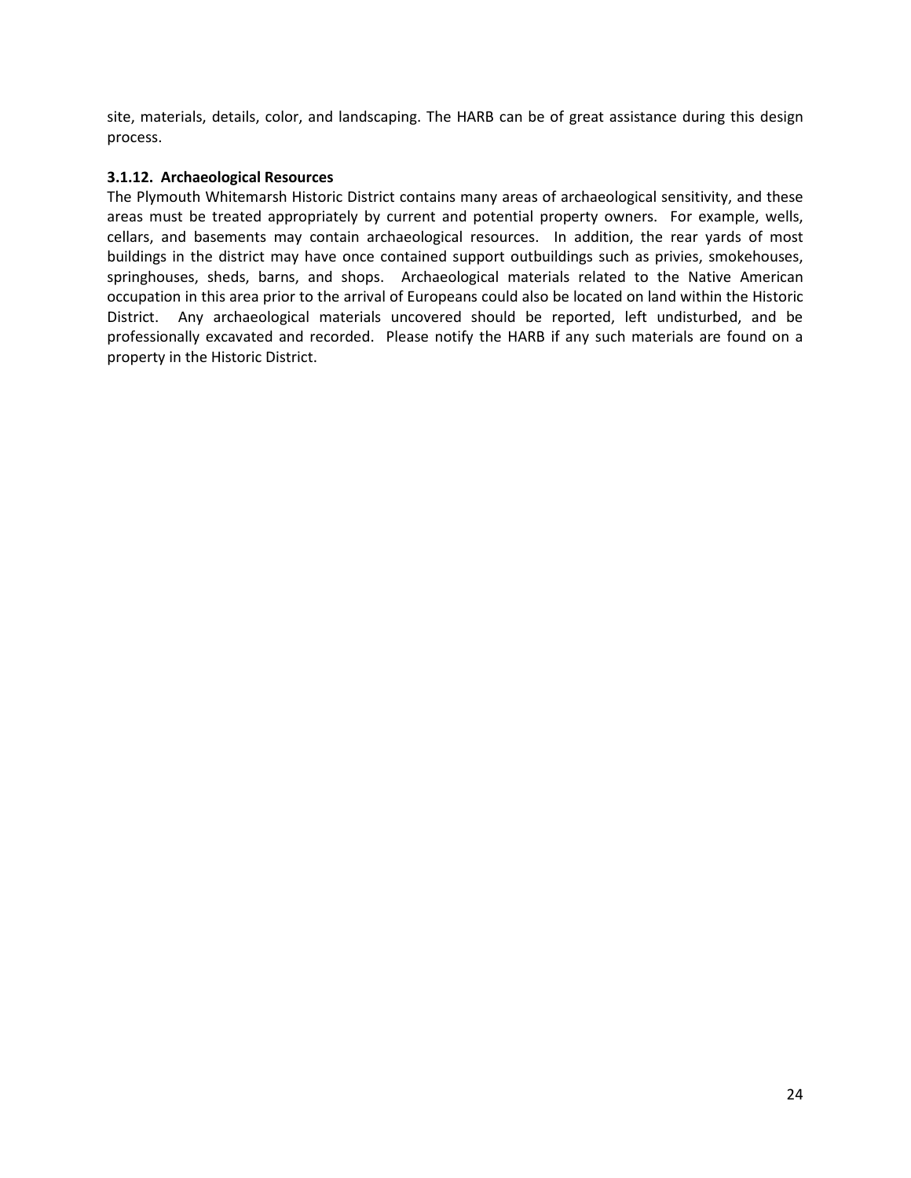site, materials, details, color, and landscaping. The HARB can be of great assistance during this design process.

### 3.1.12. Archaeological Resources

The Plymouth Whitemarsh Historic District contains many areas of archaeological sensitivity, and these areas must be treated appropriately by current and potential property owners. For example, wells, cellars, and basements may contain archaeological resources. In addition, the rear yards of most buildings in the district may have once contained support outbuildings such as privies, smokehouses, springhouses, sheds, barns, and shops. Archaeological materials related to the Native American occupation in this area prior to the arrival of Europeans could also be located on land within the Historic District. Any archaeological materials uncovered should be reported, left undisturbed, and be professionally excavated and recorded. Please notify the HARB if any such materials are found on a property in the Historic District.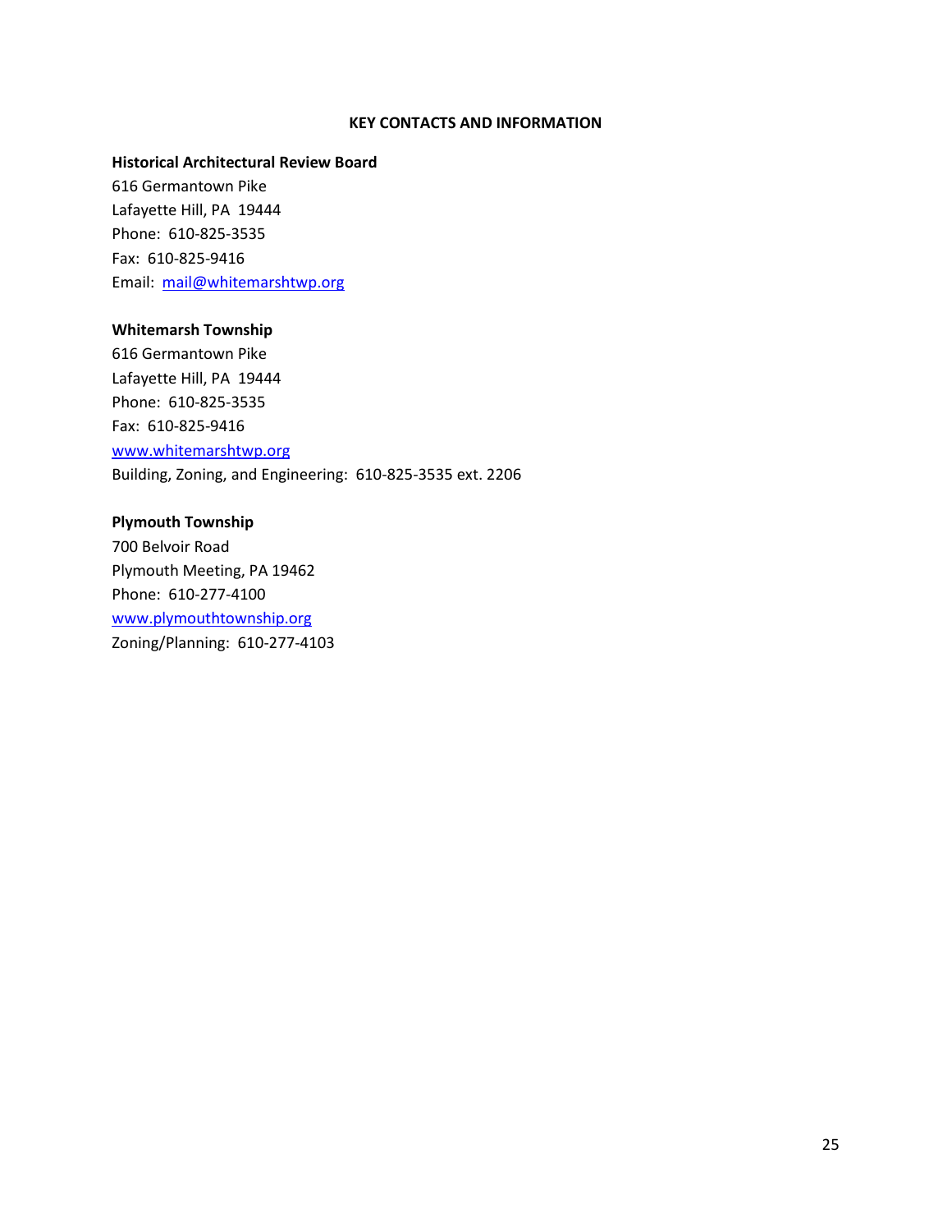## KEY CONTACTS AND INFORMATION

**Historical Architectural Review Board**
616 Germantown Pike
Lafayette Hill, PA 19444
Phone: 610-825-3535
Fax: 610-825-9416
Email: mail@whitemarshtwp.org

**Whitemarsh Township**
616 Germantown Pike
Lafayette Hill, PA 19444
Phone: 610-825-3535
Fax: 610-825-9416
www.whitemarshtwp.org
Building, Zoning, and Engineering: 610-825-3535 ext. 2206

**Plymouth Township**
700 Belvoir Road
Plymouth Meeting, PA 19462
Phone: 610-277-4100
www.plymouthtownship.org
Zoning/Planning: 610-277-4103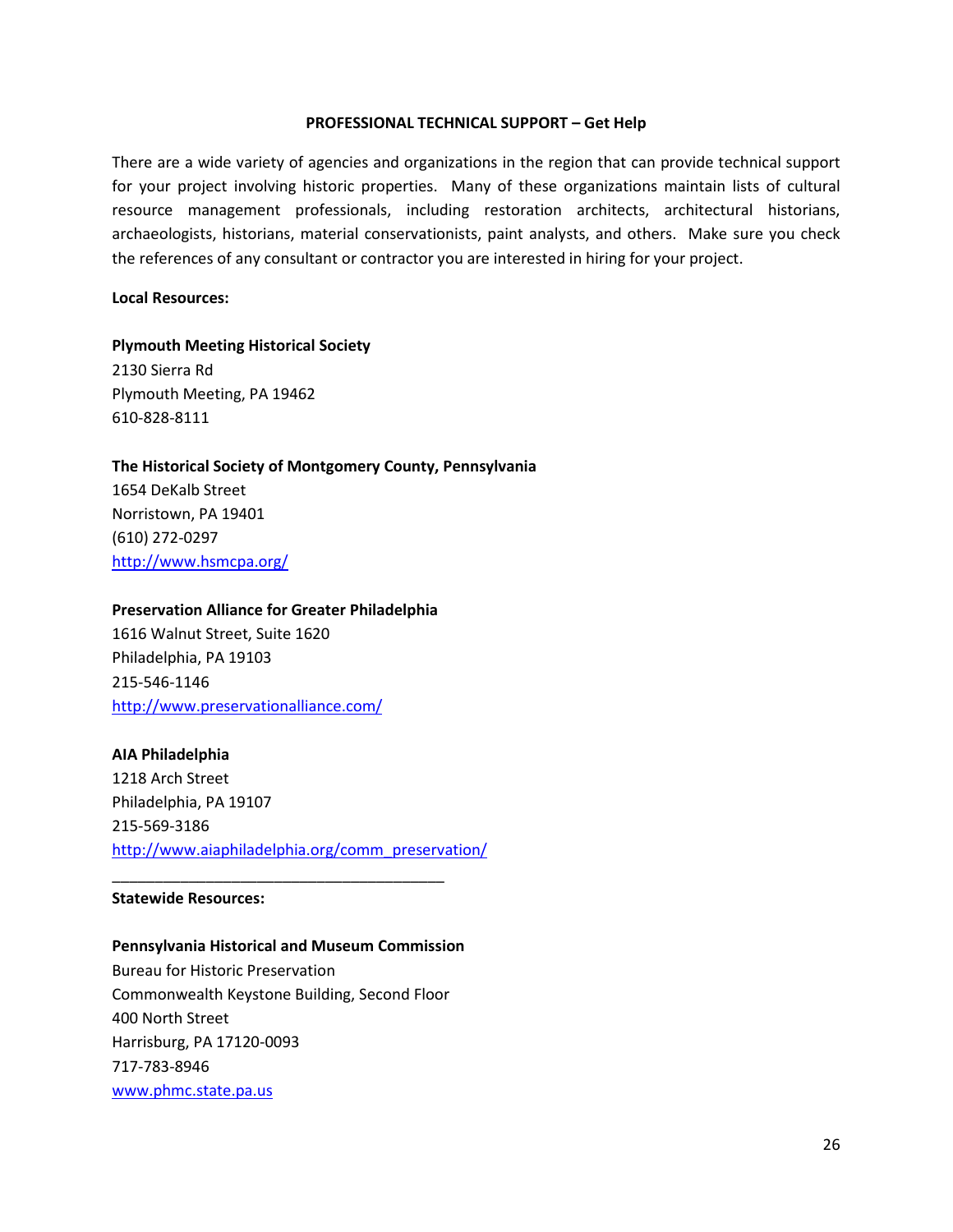## PROFESSIONAL TECHNICAL SUPPORT – Get Help

There are a wide variety of agencies and organizations in the region that can provide technical support for your project involving historic properties. Many of these organizations maintain lists of cultural resource management professionals, including restoration architects, architectural historians, archaeologists, historians, material conservationists, paint analysts, and others. Make sure you check the references of any consultant or contractor you are interested in hiring for your project.

**Local Resources:**

**Plymouth Meeting Historical Society**
2130 Sierra Rd
Plymouth Meeting, PA 19462
610-828-8111

**The Historical Society of Montgomery County, Pennsylvania**
1654 DeKalb Street
Norristown, PA 19401
(610) 272-0297
http://www.hsmcpa.org/

**Preservation Alliance for Greater Philadelphia**
1616 Walnut Street, Suite 1620
Philadelphia, PA 19103
215-546-1146
http://www.preservationalliance.com/

**AIA Philadelphia**
1218 Arch Street
Philadelphia, PA 19107
215-569-3186
http://www.aiaphiladelphia.org/comm_preservation/

---

**Statewide Resources:**

**Pennsylvania Historical and Museum Commission**
Bureau for Historic Preservation
Commonwealth Keystone Building, Second Floor
400 North Street
Harrisburg, PA 17120-0093
717-783-8946
www.phmc.state.pa.us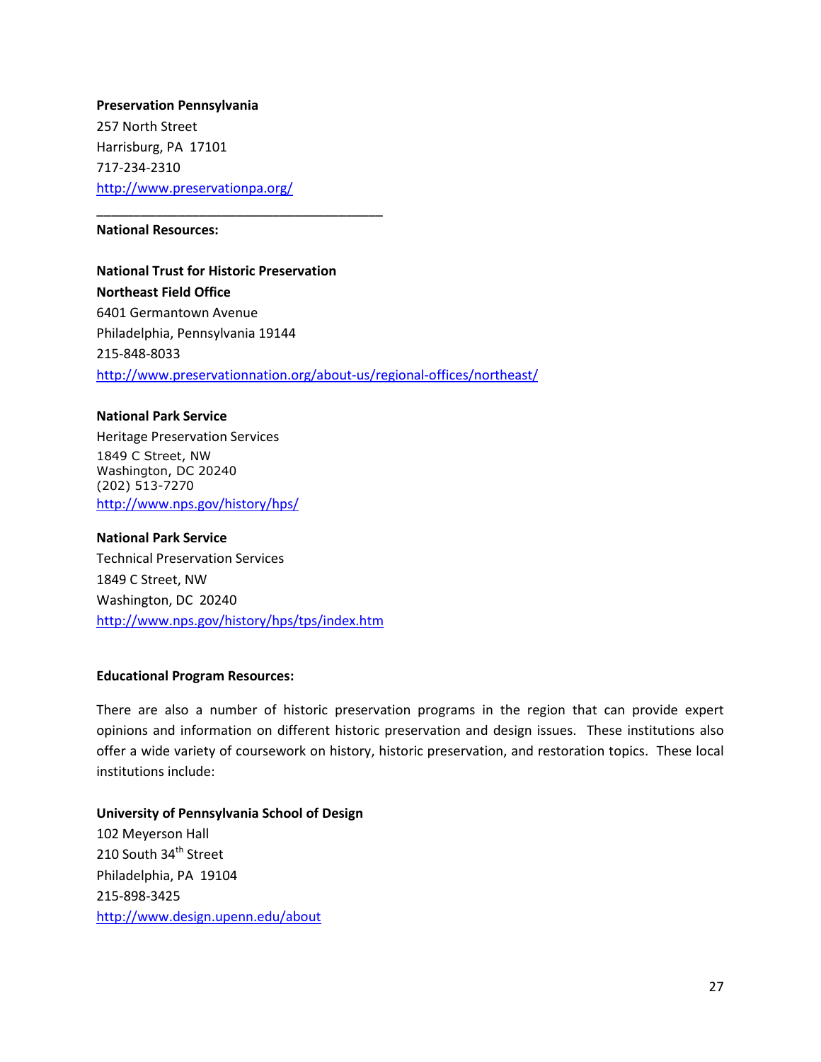**Preservation Pennsylvania**
257 North Street
Harrisburg, PA 17101
717-234-2310
http://www.preservationpa.org/

---

**National Resources:**

**National Trust for Historic Preservation**
**Northeast Field Office**
6401 Germantown Avenue
Philadelphia, Pennsylvania 19144
215-848-8033
http://www.preservationnation.org/about-us/regional-offices/northeast/

**National Park Service**
Heritage Preservation Services
1849 C Street, NW
Washington, DC 20240
(202) 513-7270
http://www.nps.gov/history/hps/

**National Park Service**
Technical Preservation Services
1849 C Street, NW
Washington, DC 20240
http://www.nps.gov/history/hps/tps/index.htm

**Educational Program Resources:**

There are also a number of historic preservation programs in the region that can provide expert opinions and information on different historic preservation and design issues. These institutions also offer a wide variety of coursework on history, historic preservation, and restoration topics. These local institutions include:

**University of Pennsylvania School of Design**
102 Meyerson Hall
210 South 34th Street
Philadelphia, PA 19104
215-898-3425
http://www.design.upenn.edu/about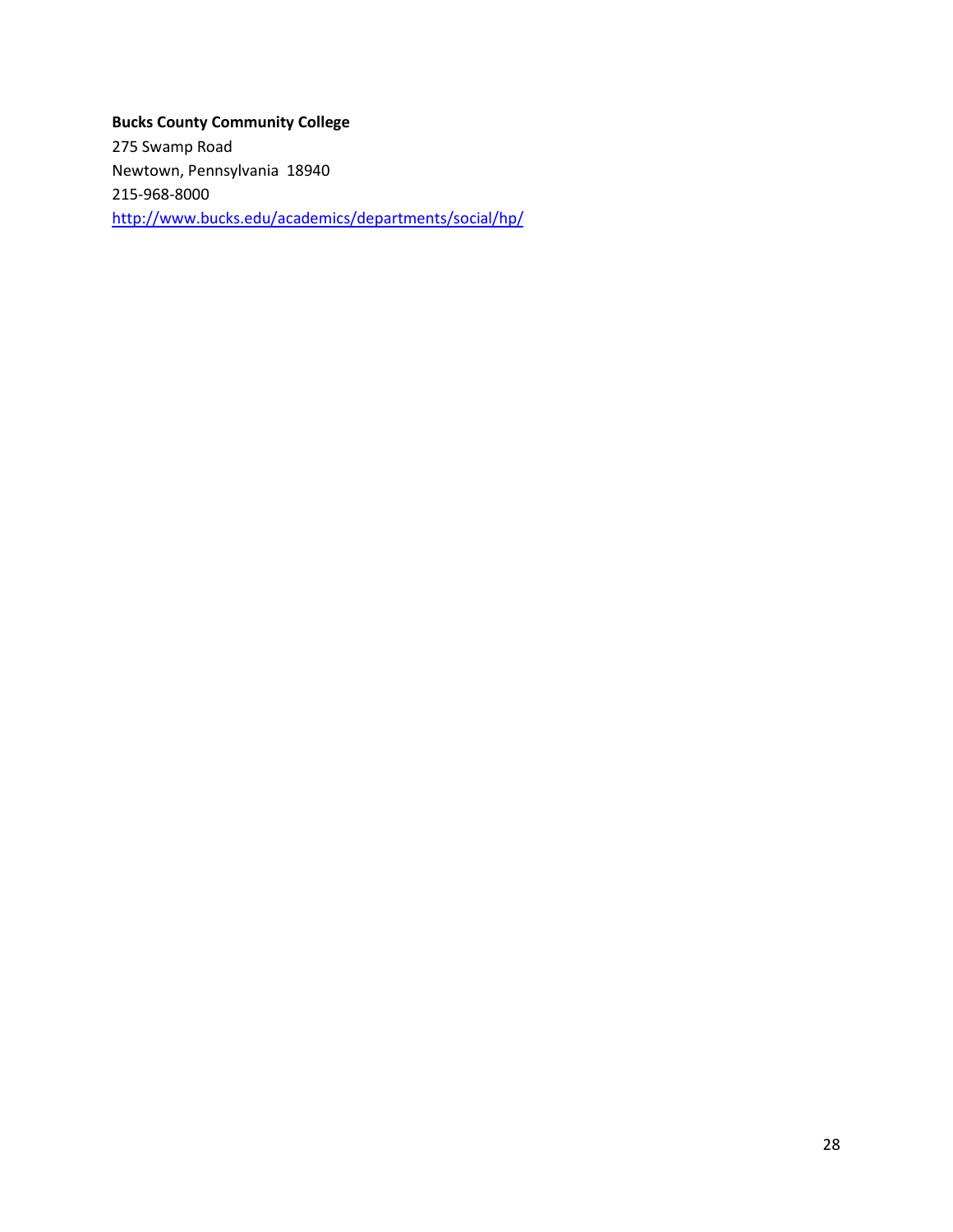**Bucks County Community College**
275 Swamp Road
Newtown, Pennsylvania  18940
215-968-8000
[http://www.bucks.edu/academics/departments/social/hp/](http://www.bucks.edu/academics/departments/social/hp/)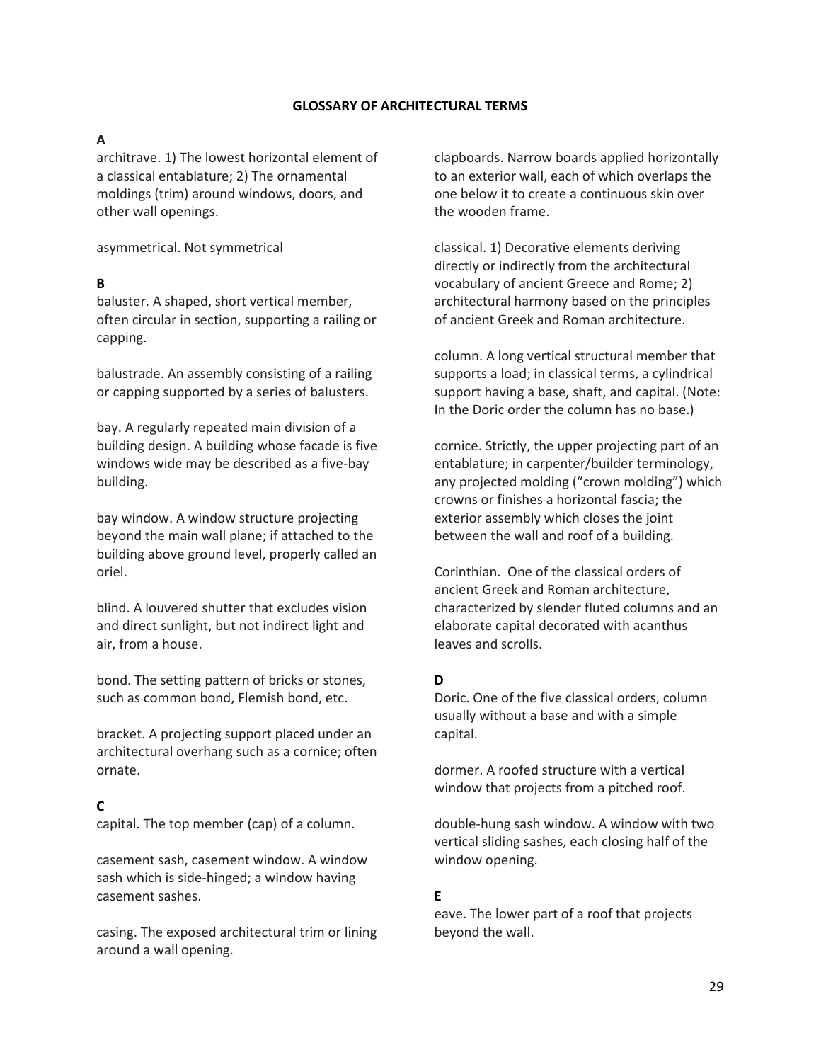# GLOSSARY OF ARCHITECTURAL TERMS

**A**

architrave. 1) The lowest horizontal element of a classical entablature; 2) The ornamental moldings (trim) around windows, doors, and other wall openings.

asymmetrical. Not symmetrical

**B**

baluster. A shaped, short vertical member, often circular in section, supporting a railing or capping.

balustrade. An assembly consisting of a railing or capping supported by a series of balusters.

bay. A regularly repeated main division of a building design. A building whose facade is five windows wide may be described as a five-bay building.

bay window. A window structure projecting beyond the main wall plane; if attached to the building above ground level, properly called an oriel.

blind. A louvered shutter that excludes vision and direct sunlight, but not indirect light and air, from a house.

bond. The setting pattern of bricks or stones, such as common bond, Flemish bond, etc.

bracket. A projecting support placed under an architectural overhang such as a cornice; often ornate.

**C**

capital. The top member (cap) of a column.

casement sash, casement window. A window sash which is side-hinged; a window having casement sashes.

casing. The exposed architectural trim or lining around a wall opening.

clapboards. Narrow boards applied horizontally to an exterior wall, each of which overlaps the one below it to create a continuous skin over the wooden frame.

classical. 1) Decorative elements deriving directly or indirectly from the architectural vocabulary of ancient Greece and Rome; 2) architectural harmony based on the principles of ancient Greek and Roman architecture.

column. A long vertical structural member that supports a load; in classical terms, a cylindrical support having a base, shaft, and capital. (Note: In the Doric order the column has no base.)

cornice. Strictly, the upper projecting part of an entablature; in carpenter/builder terminology, any projected molding ("crown molding") which crowns or finishes a horizontal fascia; the exterior assembly which closes the joint between the wall and roof of a building.

Corinthian. One of the classical orders of ancient Greek and Roman architecture, characterized by slender fluted columns and an elaborate capital decorated with acanthus leaves and scrolls.

**D**

Doric. One of the five classical orders, column usually without a base and with a simple capital.

dormer. A roofed structure with a vertical window that projects from a pitched roof.

double-hung sash window. A window with two vertical sliding sashes, each closing half of the window opening.

**E**

eave. The lower part of a roof that projects beyond the wall.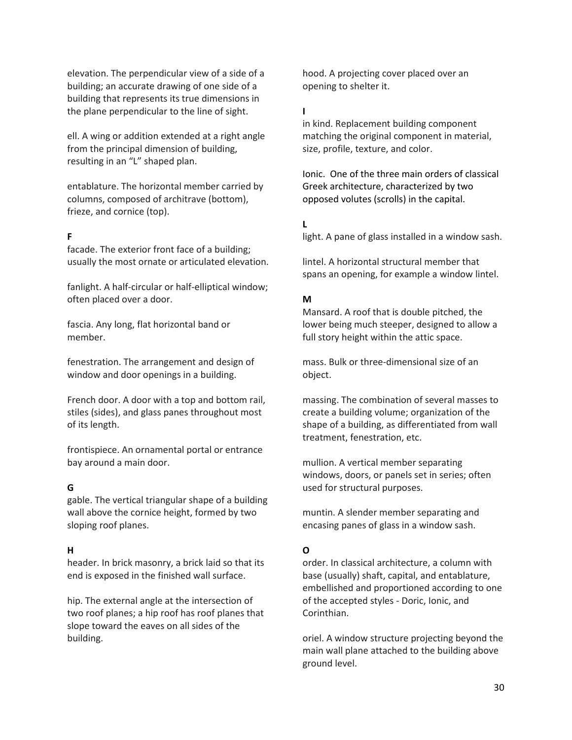elevation. The perpendicular view of a side of a building; an accurate drawing of one side of a building that represents its true dimensions in the plane perpendicular to the line of sight.

ell. A wing or addition extended at a right angle from the principal dimension of building, resulting in an "L" shaped plan.

entablature. The horizontal member carried by columns, composed of architrave (bottom), frieze, and cornice (top).

**F**

facade. The exterior front face of a building; usually the most ornate or articulated elevation.

fanlight. A half-circular or half-elliptical window; often placed over a door.

fascia. Any long, flat horizontal band or member.

fenestration. The arrangement and design of window and door openings in a building.

French door. A door with a top and bottom rail, stiles (sides), and glass panes throughout most of its length.

frontispiece. An ornamental portal or entrance bay around a main door.

**G**

gable. The vertical triangular shape of a building wall above the cornice height, formed by two sloping roof planes.

**H**

header. In brick masonry, a brick laid so that its end is exposed in the finished wall surface.

hip. The external angle at the intersection of two roof planes; a hip roof has roof planes that slope toward the eaves on all sides of the building.

hood. A projecting cover placed over an opening to shelter it.

**I**

in kind. Replacement building component matching the original component in material, size, profile, texture, and color.

Ionic. One of the three main orders of classical Greek architecture, characterized by two opposed volutes (scrolls) in the capital.

**L**

light. A pane of glass installed in a window sash.

lintel. A horizontal structural member that spans an opening, for example a window lintel.

**M**

Mansard. A roof that is double pitched, the lower being much steeper, designed to allow a full story height within the attic space.

mass. Bulk or three-dimensional size of an object.

massing. The combination of several masses to create a building volume; organization of the shape of a building, as differentiated from wall treatment, fenestration, etc.

mullion. A vertical member separating windows, doors, or panels set in series; often used for structural purposes.

muntin. A slender member separating and encasing panes of glass in a window sash.

**O**

order. In classical architecture, a column with base (usually) shaft, capital, and entablature, embellished and proportioned according to one of the accepted styles - Doric, Ionic, and Corinthian.

oriel. A window structure projecting beyond the main wall plane attached to the building above ground level.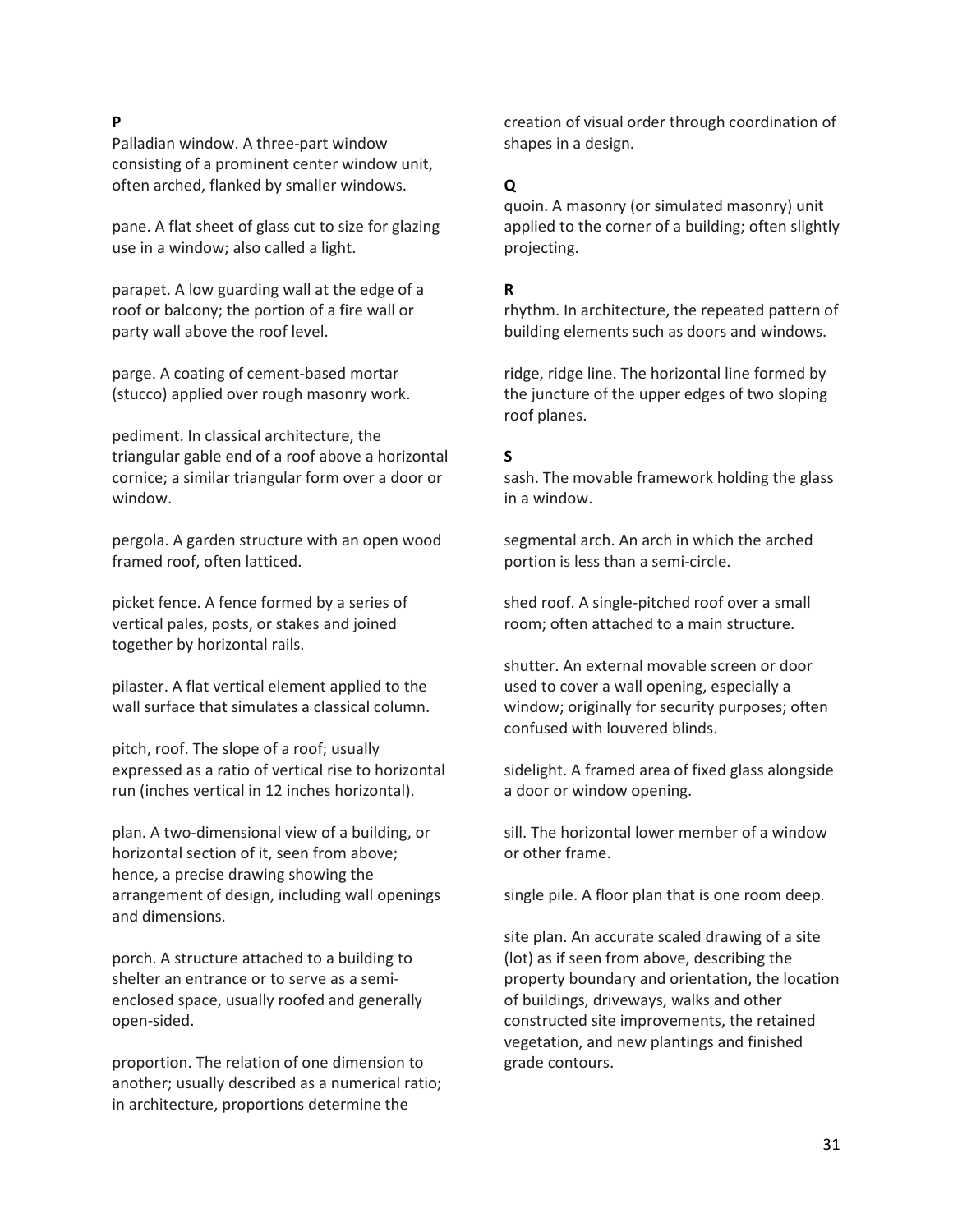**P**

Palladian window. A three-part window consisting of a prominent center window unit, often arched, flanked by smaller windows.

pane. A flat sheet of glass cut to size for glazing use in a window; also called a light.

parapet. A low guarding wall at the edge of a roof or balcony; the portion of a fire wall or party wall above the roof level.

parge. A coating of cement-based mortar (stucco) applied over rough masonry work.

pediment. In classical architecture, the triangular gable end of a roof above a horizontal cornice; a similar triangular form over a door or window.

pergola. A garden structure with an open wood framed roof, often latticed.

picket fence. A fence formed by a series of vertical pales, posts, or stakes and joined together by horizontal rails.

pilaster. A flat vertical element applied to the wall surface that simulates a classical column.

pitch, roof. The slope of a roof; usually expressed as a ratio of vertical rise to horizontal run (inches vertical in 12 inches horizontal).

plan. A two-dimensional view of a building, or horizontal section of it, seen from above; hence, a precise drawing showing the arrangement of design, including wall openings and dimensions.

porch. A structure attached to a building to shelter an entrance or to serve as a semi-enclosed space, usually roofed and generally open-sided.

proportion. The relation of one dimension to another; usually described as a numerical ratio; in architecture, proportions determine the creation of visual order through coordination of shapes in a design.

**Q**

quoin. A masonry (or simulated masonry) unit applied to the corner of a building; often slightly projecting.

**R**

rhythm. In architecture, the repeated pattern of building elements such as doors and windows.

ridge, ridge line. The horizontal line formed by the juncture of the upper edges of two sloping roof planes.

**S**

sash. The movable framework holding the glass in a window.

segmental arch. An arch in which the arched portion is less than a semi-circle.

shed roof. A single-pitched roof over a small room; often attached to a main structure.

shutter. An external movable screen or door used to cover a wall opening, especially a window; originally for security purposes; often confused with louvered blinds.

sidelight. A framed area of fixed glass alongside a door or window opening.

sill. The horizontal lower member of a window or other frame.

single pile. A floor plan that is one room deep.

site plan. An accurate scaled drawing of a site (lot) as if seen from above, describing the property boundary and orientation, the location of buildings, driveways, walks and other constructed site improvements, the retained vegetation, and new plantings and finished grade contours.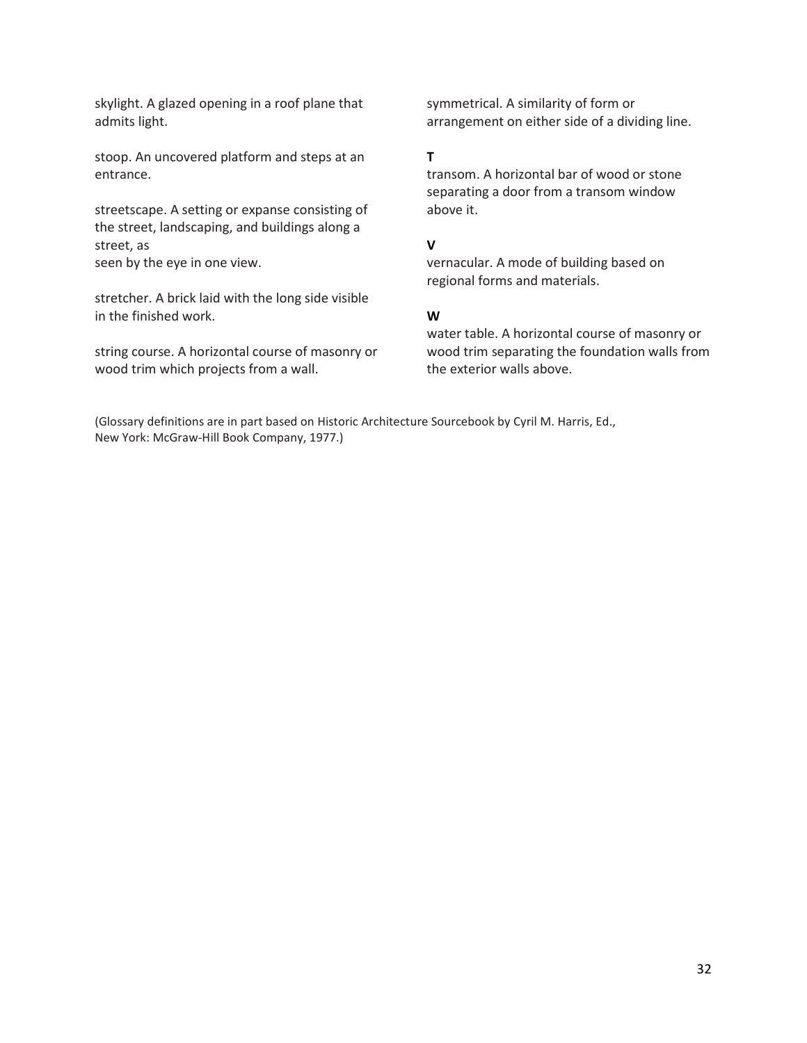skylight. A glazed opening in a roof plane that admits light.

stoop. An uncovered platform and steps at an entrance.

streetscape. A setting or expanse consisting of the street, landscaping, and buildings along a street, as
seen by the eye in one view.

stretcher. A brick laid with the long side visible in the finished work.

string course. A horizontal course of masonry or wood trim which projects from a wall.

symmetrical. A similarity of form or arrangement on either side of a dividing line.

**T**

transom. A horizontal bar of wood or stone separating a door from a transom window above it.

**V**

vernacular. A mode of building based on regional forms and materials.

**W**

water table. A horizontal course of masonry or wood trim separating the foundation walls from the exterior walls above.

(Glossary definitions are in part based on Historic Architecture Sourcebook by Cyril M. Harris, Ed., New York: McGraw-Hill Book Company, 1977.)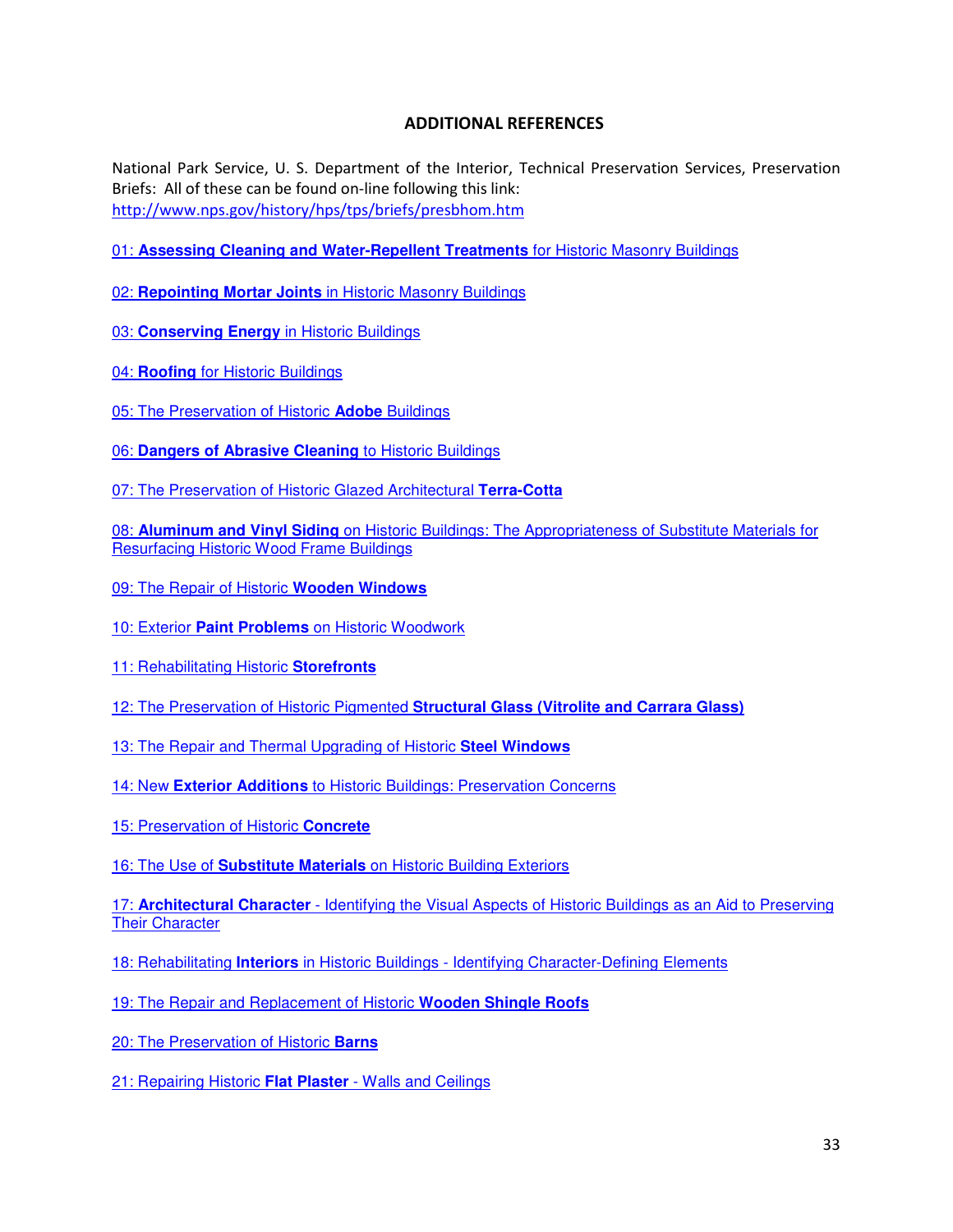## ADDITIONAL REFERENCES

National Park Service, U. S. Department of the Interior, Technical Preservation Services, Preservation Briefs: All of these can be found on-line following this link: http://www.nps.gov/history/hps/tps/briefs/presbhom.htm

01: **Assessing Cleaning and Water-Repellent Treatments** for Historic Masonry Buildings

02: **Repointing Mortar Joints** in Historic Masonry Buildings

03: **Conserving Energy** in Historic Buildings

04: **Roofing** for Historic Buildings

05: The Preservation of Historic **Adobe** Buildings

06: **Dangers of Abrasive Cleaning** to Historic Buildings

07: The Preservation of Historic Glazed Architectural **Terra-Cotta**

08: **Aluminum and Vinyl Siding** on Historic Buildings: The Appropriateness of Substitute Materials for Resurfacing Historic Wood Frame Buildings

09: The Repair of Historic **Wooden Windows**

10: Exterior **Paint Problems** on Historic Woodwork

11: Rehabilitating Historic **Storefronts**

12: The Preservation of Historic Pigmented **Structural Glass (Vitrolite and Carrara Glass)**

13: The Repair and Thermal Upgrading of Historic **Steel Windows**

14: New **Exterior Additions** to Historic Buildings: Preservation Concerns

15: Preservation of Historic **Concrete**

16: The Use of **Substitute Materials** on Historic Building Exteriors

17: **Architectural Character** - Identifying the Visual Aspects of Historic Buildings as an Aid to Preserving Their Character

18: Rehabilitating **Interiors** in Historic Buildings - Identifying Character-Defining Elements

19: The Repair and Replacement of Historic **Wooden Shingle Roofs**

20: The Preservation of Historic **Barns**

21: Repairing Historic **Flat Plaster** - Walls and Ceilings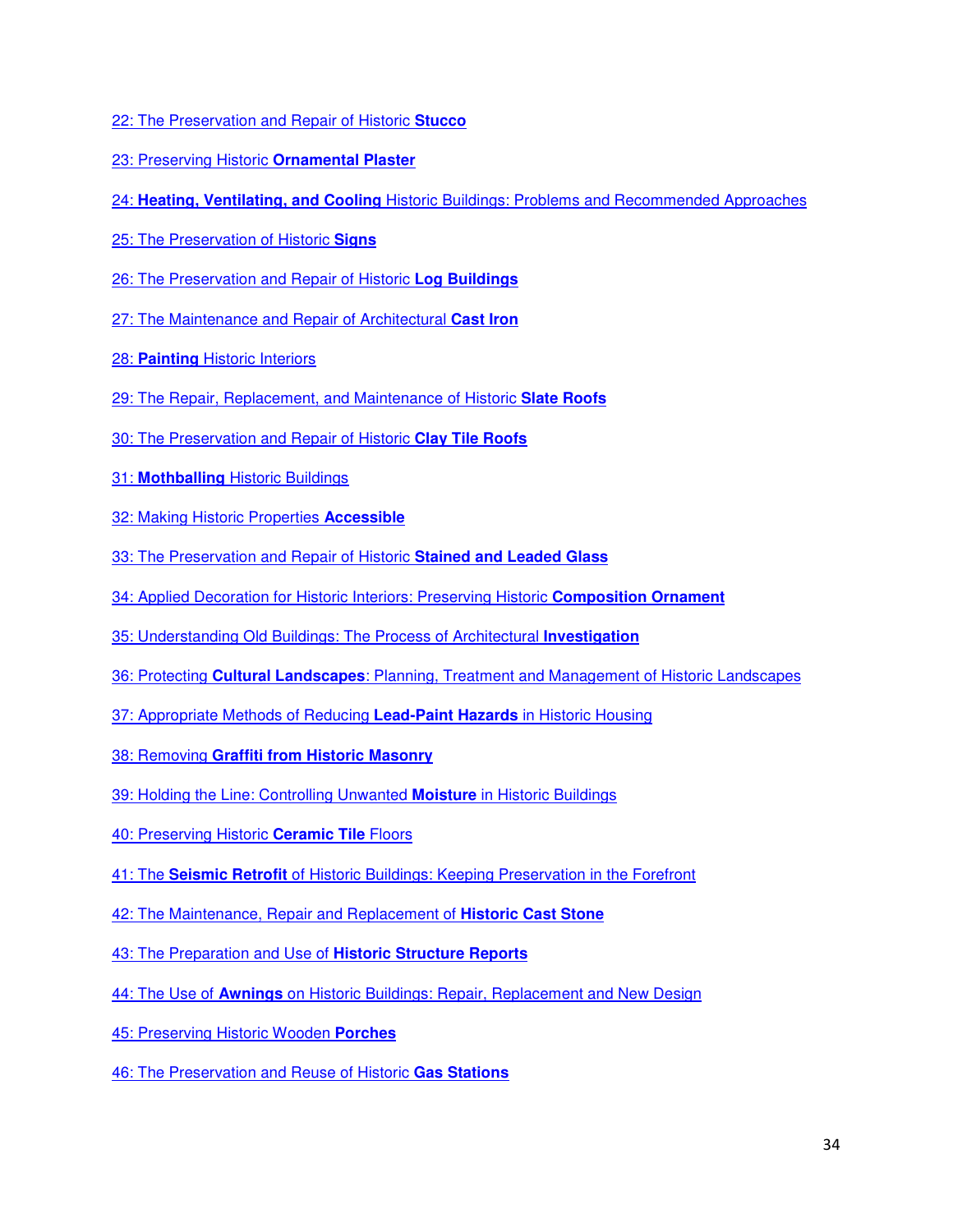22: The Preservation and Repair of Historic **Stucco**

23: Preserving Historic **Ornamental Plaster**

24: **Heating, Ventilating, and Cooling** Historic Buildings: Problems and Recommended Approaches

25: The Preservation of Historic **Signs**

26: The Preservation and Repair of Historic **Log Buildings**

27: The Maintenance and Repair of Architectural **Cast Iron**

28: **Painting** Historic Interiors

29: The Repair, Replacement, and Maintenance of Historic **Slate Roofs**

30: The Preservation and Repair of Historic **Clay Tile Roofs**

31: **Mothballing** Historic Buildings

32: Making Historic Properties **Accessible**

33: The Preservation and Repair of Historic **Stained and Leaded Glass**

34: Applied Decoration for Historic Interiors: Preserving Historic **Composition Ornament**

35: Understanding Old Buildings: The Process of Architectural **Investigation**

36: Protecting **Cultural Landscapes**: Planning, Treatment and Management of Historic Landscapes

37: Appropriate Methods of Reducing **Lead-Paint Hazards** in Historic Housing

38: Removing **Graffiti from Historic Masonry**

39: Holding the Line: Controlling Unwanted **Moisture** in Historic Buildings

40: Preserving Historic **Ceramic Tile** Floors

41: The **Seismic Retrofit** of Historic Buildings: Keeping Preservation in the Forefront

42: The Maintenance, Repair and Replacement of **Historic Cast Stone**

43: The Preparation and Use of **Historic Structure Reports**

44: The Use of **Awnings** on Historic Buildings: Repair, Replacement and New Design

45: Preserving Historic Wooden **Porches**

46: The Preservation and Reuse of Historic **Gas Stations**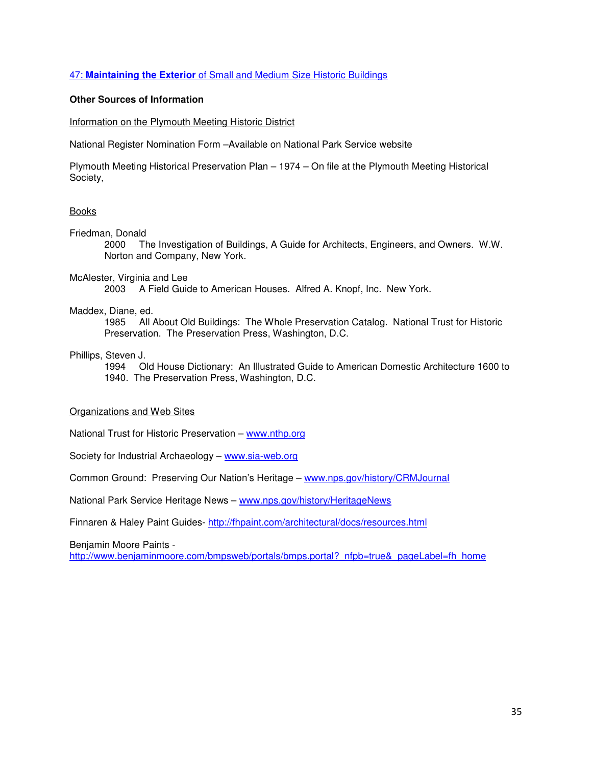[47: **Maintaining the Exterior** of Small and Medium Size Historic Buildings]()

**Other Sources of Information**

Information on the Plymouth Meeting Historic District

National Register Nomination Form –Available on National Park Service website

Plymouth Meeting Historical Preservation Plan – 1974 – On file at the Plymouth Meeting Historical Society,

Books

Friedman, Donald
2000 The Investigation of Buildings, A Guide for Architects, Engineers, and Owners. W.W. Norton and Company, New York.

McAlester, Virginia and Lee
2003 A Field Guide to American Houses. Alfred A. Knopf, Inc. New York.

Maddex, Diane, ed.
1985 All About Old Buildings: The Whole Preservation Catalog. National Trust for Historic Preservation. The Preservation Press, Washington, D.C.

Phillips, Steven J.
1994 Old House Dictionary: An Illustrated Guide to American Domestic Architecture 1600 to 1940. The Preservation Press, Washington, D.C.

Organizations and Web Sites

National Trust for Historic Preservation – www.nthp.org

Society for Industrial Archaeology – www.sia-web.org

Common Ground: Preserving Our Nation's Heritage – www.nps.gov/history/CRMJournal

National Park Service Heritage News – www.nps.gov/history/HeritageNews

Finnaren & Haley Paint Guides- http://fhpaint.com/architectural/docs/resources.html

Benjamin Moore Paints -
http://www.benjaminmoore.com/bmpsweb/portals/bmps.portal?_nfpb=true&_pageLabel=fh_home